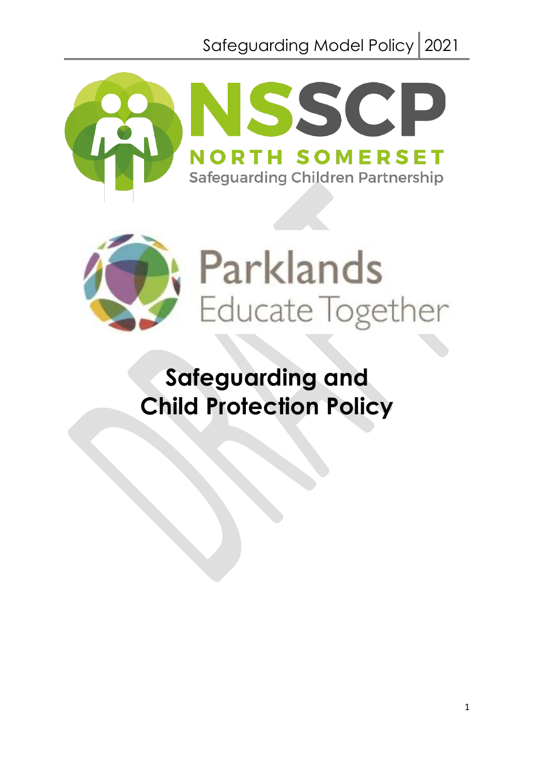Safeguarding Model Policy | 2021

NSSCP
NORTH SOMERSET
Safeguarding Children Partnership

Parklands
Educate Together

# Safeguarding and Child Protection Policy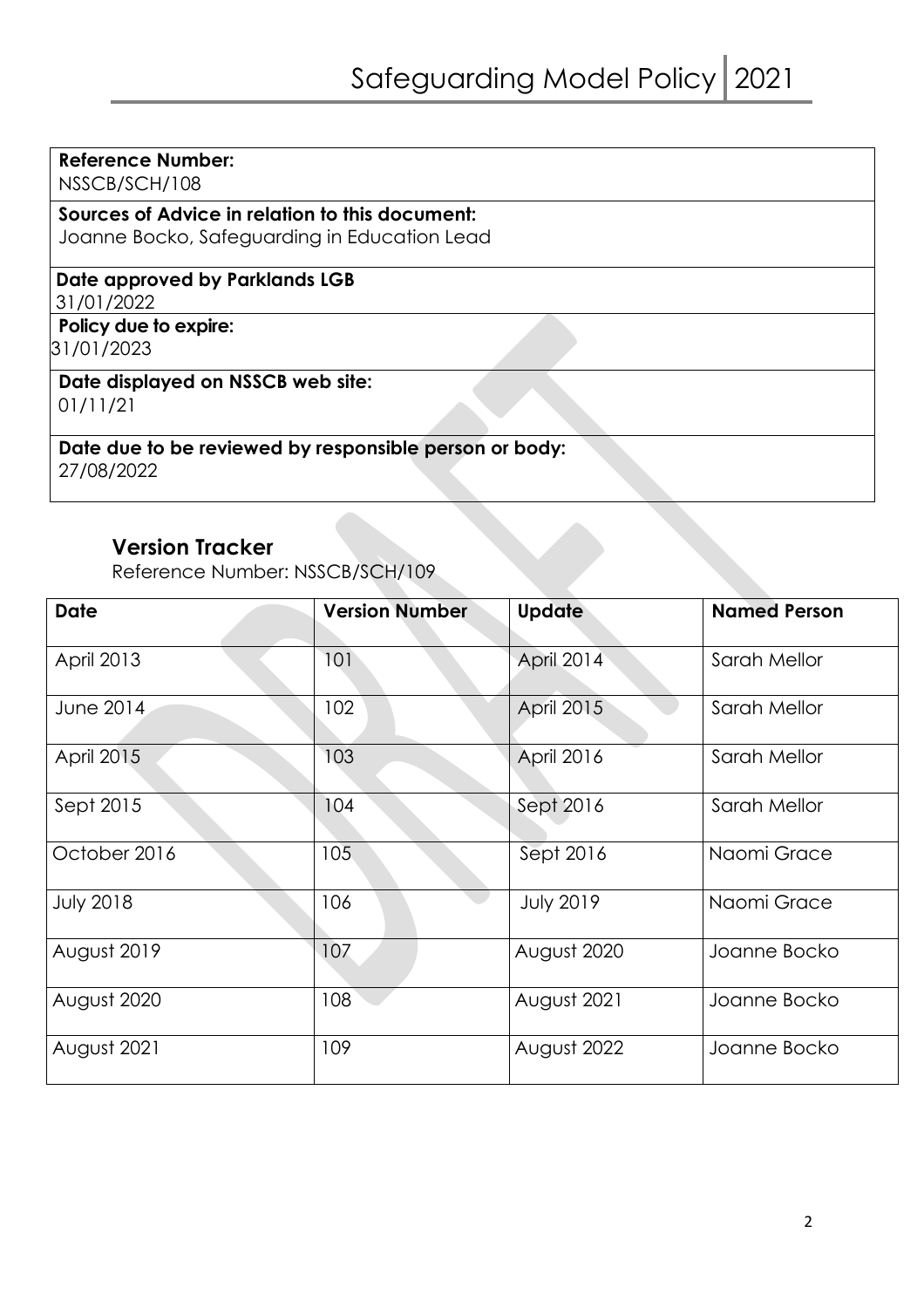**Reference Number:**
NSSCB/SCH/108

**Sources of Advice in relation to this document:**
Joanne Bocko, Safeguarding in Education Lead

**Date approved by Parklands LGB**
31/01/2022

**Policy due to expire:**
31/01/2023

**Date displayed on NSSCB web site:**
01/11/21

**Date due to be reviewed by responsible person or body:**
27/08/2022

## Version Tracker

Reference Number: NSSCB/SCH/109

| Date | Version Number | Update | Named Person |
|---|---|---|---|
| April 2013 | 101 | April 2014 | Sarah Mellor |
| June 2014 | 102 | April 2015 | Sarah Mellor |
| April 2015 | 103 | April 2016 | Sarah Mellor |
| Sept 2015 | 104 | Sept 2016 | Sarah Mellor |
| October 2016 | 105 | Sept 2016 | Naomi Grace |
| July 2018 | 106 | July 2019 | Naomi Grace |
| August 2019 | 107 | August 2020 | Joanne Bocko |
| August 2020 | 108 | August 2021 | Joanne Bocko |
| August 2021 | 109 | August 2022 | Joanne Bocko |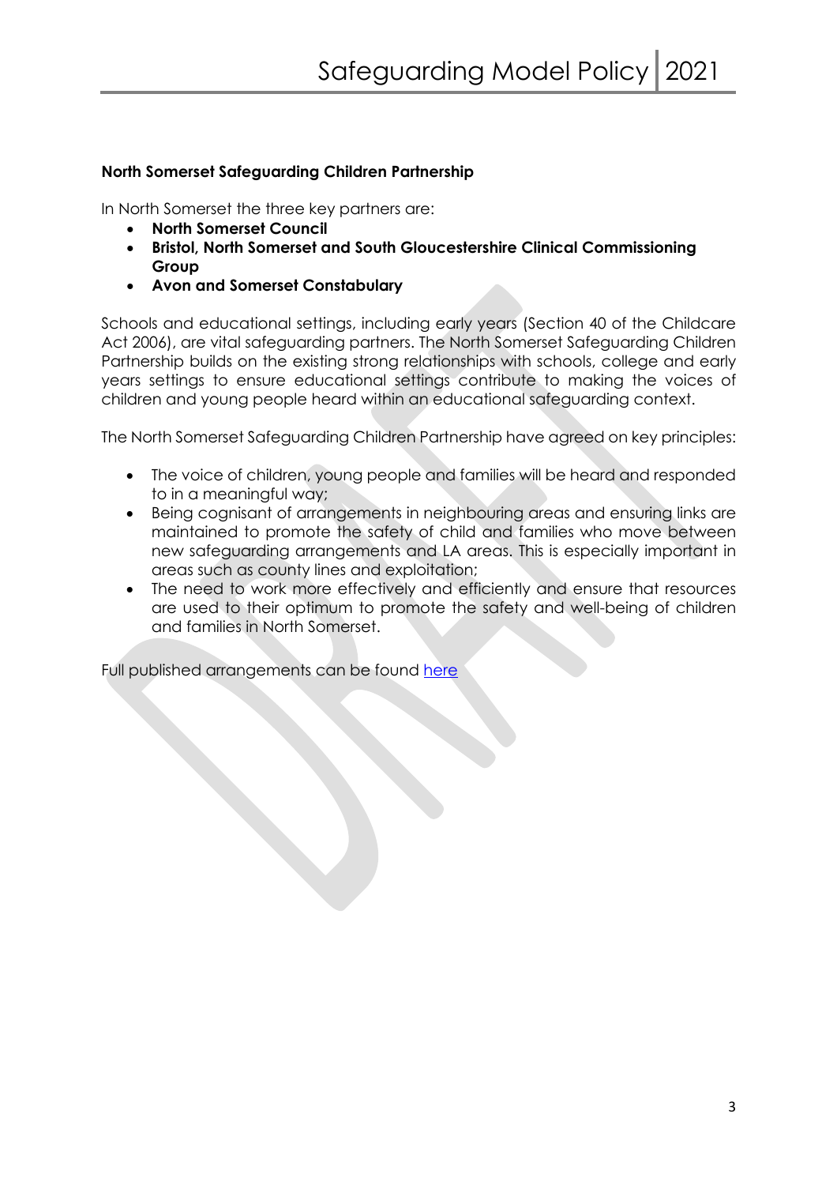**North Somerset Safeguarding Children Partnership**

In North Somerset the three key partners are:

- **North Somerset Council**
- **Bristol, North Somerset and South Gloucestershire Clinical Commissioning Group**
- **Avon and Somerset Constabulary**

Schools and educational settings, including early years (Section 40 of the Childcare Act 2006), are vital safeguarding partners. The North Somerset Safeguarding Children Partnership builds on the existing strong relationships with schools, college and early years settings to ensure educational settings contribute to making the voices of children and young people heard within an educational safeguarding context.

The North Somerset Safeguarding Children Partnership have agreed on key principles:

- The voice of children, young people and families will be heard and responded to in a meaningful way;
- Being cognisant of arrangements in neighbouring areas and ensuring links are maintained to promote the safety of child and families who move between new safeguarding arrangements and LA areas. This is especially important in areas such as county lines and exploitation;
- The need to work more effectively and efficiently and ensure that resources are used to their optimum to promote the safety and well-being of children and families in North Somerset.

Full published arrangements can be found here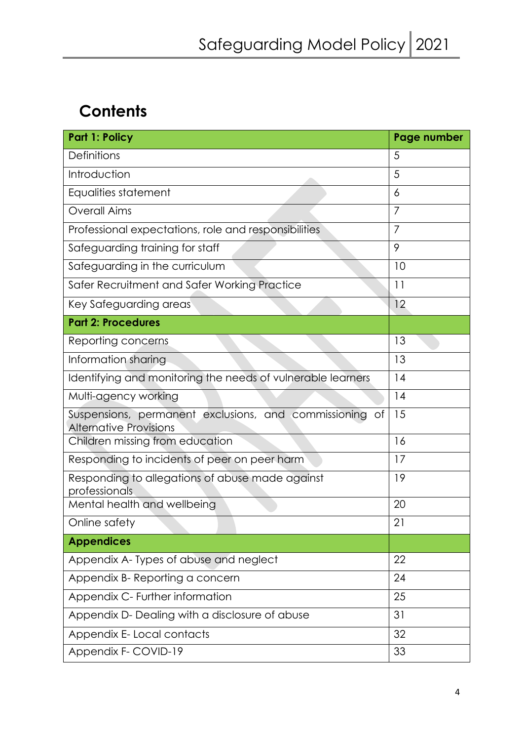## Contents

| **Part 1: Policy** | **Page number** |
|---|---|
| Definitions | 5 |
| Introduction | 5 |
| Equalities statement | 6 |
| Overall Aims | 7 |
| Professional expectations, role and responsibilities | 7 |
| Safeguarding training for staff | 9 |
| Safeguarding in the curriculum | 10 |
| Safer Recruitment and Safer Working Practice | 11 |
| Key Safeguarding areas | 12 |
| **Part 2: Procedures** | |
| Reporting concerns | 13 |
| Information sharing | 13 |
| Identifying and monitoring the needs of vulnerable learners | 14 |
| Multi-agency working | 14 |
| Suspensions, permanent exclusions, and commissioning of Alternative Provisions | 15 |
| Children missing from education | 16 |
| Responding to incidents of peer on peer harm | 17 |
| Responding to allegations of abuse made against professionals | 19 |
| Mental health and wellbeing | 20 |
| Online safety | 21 |
| **Appendices** | |
| Appendix A- Types of abuse and neglect | 22 |
| Appendix B- Reporting a concern | 24 |
| Appendix C- Further information | 25 |
| Appendix D- Dealing with a disclosure of abuse | 31 |
| Appendix E- Local contacts | 32 |
| Appendix F- COVID-19 | 33 |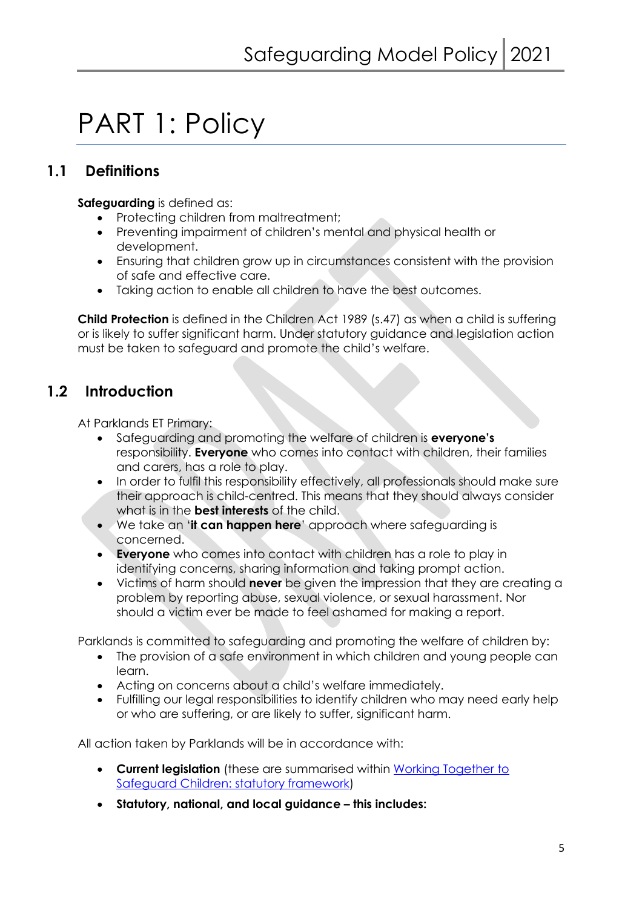# PART 1: Policy

## 1.1 Definitions

**Safeguarding** is defined as:

- Protecting children from maltreatment;
- Preventing impairment of children's mental and physical health or development.
- Ensuring that children grow up in circumstances consistent with the provision of safe and effective care.
- Taking action to enable all children to have the best outcomes.

**Child Protection** is defined in the Children Act 1989 (s.47) as when a child is suffering or is likely to suffer significant harm. Under statutory guidance and legislation action must be taken to safeguard and promote the child's welfare.

## 1.2 Introduction

At Parklands ET Primary:

- Safeguarding and promoting the welfare of children is **everyone's** responsibility. **Everyone** who comes into contact with children, their families and carers, has a role to play.
- In order to fulfil this responsibility effectively, all professionals should make sure their approach is child-centred. This means that they should always consider what is in the **best interests** of the child.
- We take an '**it can happen here**' approach where safeguarding is concerned.
- **Everyone** who comes into contact with children has a role to play in identifying concerns, sharing information and taking prompt action.
- Victims of harm should **never** be given the impression that they are creating a problem by reporting abuse, sexual violence, or sexual harassment. Nor should a victim ever be made to feel ashamed for making a report.

Parklands is committed to safeguarding and promoting the welfare of children by:

- The provision of a safe environment in which children and young people can learn.
- Acting on concerns about a child's welfare immediately.
- Fulfilling our legal responsibilities to identify children who may need early help or who are suffering, or are likely to suffer, significant harm.

All action taken by Parklands will be in accordance with:

- **Current legislation** (these are summarised within [Working Together to Safeguard Children: statutory framework](Working Together to Safeguard Children: statutory framework))
- **Statutory, national, and local guidance – this includes:**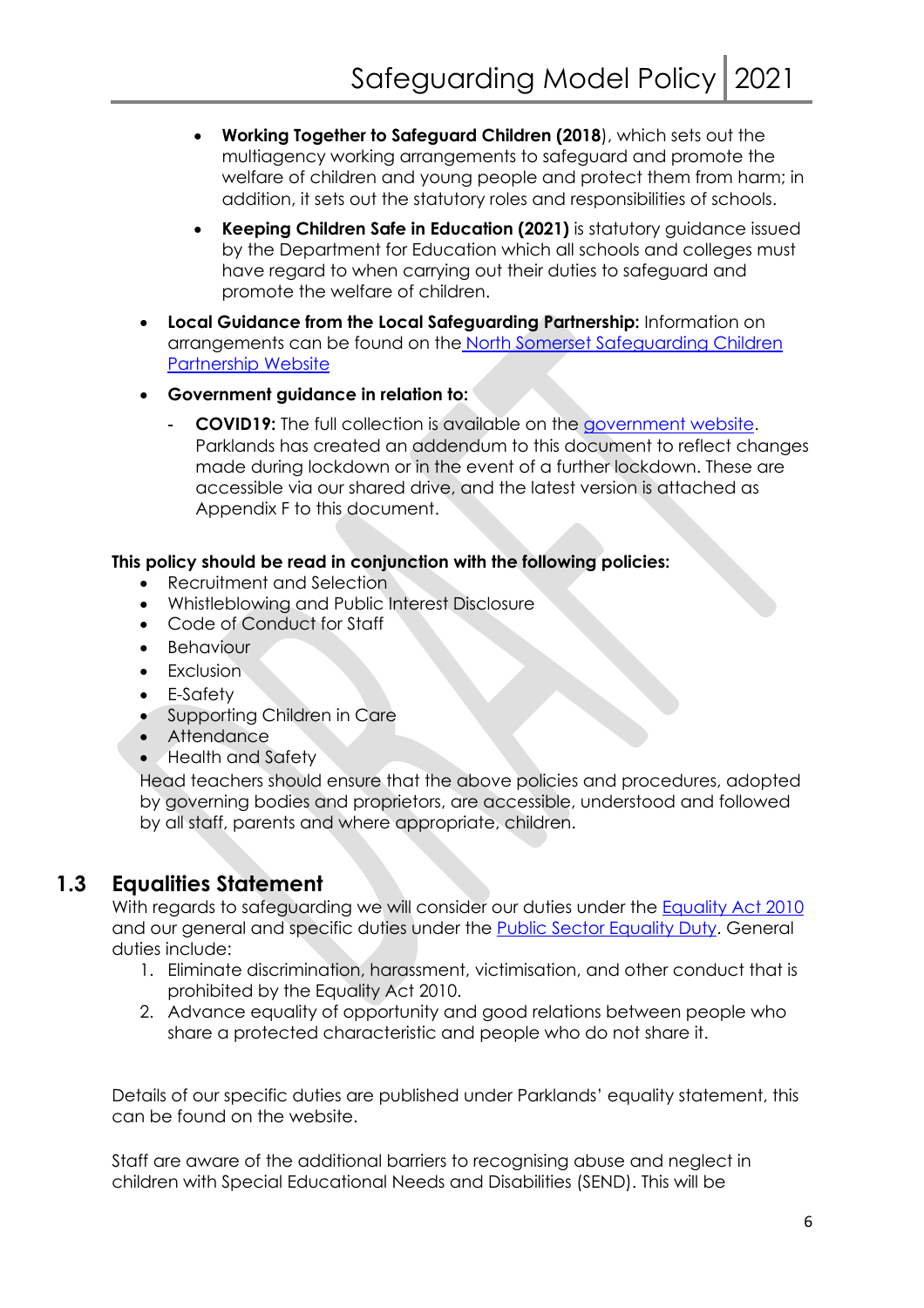- **Working Together to Safeguard Children (2018**), which sets out the multiagency working arrangements to safeguard and promote the welfare of children and young people and protect them from harm; in addition, it sets out the statutory roles and responsibilities of schools.
    - **Keeping Children Safe in Education (2021)** is statutory guidance issued by the Department for Education which all schools and colleges must have regard to when carrying out their duties to safeguard and promote the welfare of children.

- **Local Guidance from the Local Safeguarding Partnership:** Information on arrangements can be found on the North Somerset Safeguarding Children Partnership Website
- **Government guidance in relation to:**
    - **COVID19:** The full collection is available on the government website. Parklands has created an addendum to this document to reflect changes made during lockdown or in the event of a further lockdown. These are accessible via our shared drive, and the latest version is attached as Appendix F to this document.

**This policy should be read in conjunction with the following policies:**

- Recruitment and Selection
- Whistleblowing and Public Interest Disclosure
- Code of Conduct for Staff
- Behaviour
- Exclusion
- E-Safety
- Supporting Children in Care
- Attendance
- Health and Safety

Head teachers should ensure that the above policies and procedures, adopted by governing bodies and proprietors, are accessible, understood and followed by all staff, parents and where appropriate, children.

## 1.3 Equalities Statement

With regards to safeguarding we will consider our duties under the Equality Act 2010 and our general and specific duties under the Public Sector Equality Duty. General duties include:

1. Eliminate discrimination, harassment, victimisation, and other conduct that is prohibited by the Equality Act 2010.
2. Advance equality of opportunity and good relations between people who share a protected characteristic and people who do not share it.

Details of our specific duties are published under Parklands' equality statement, this can be found on the website.

Staff are aware of the additional barriers to recognising abuse and neglect in children with Special Educational Needs and Disabilities (SEND). This will be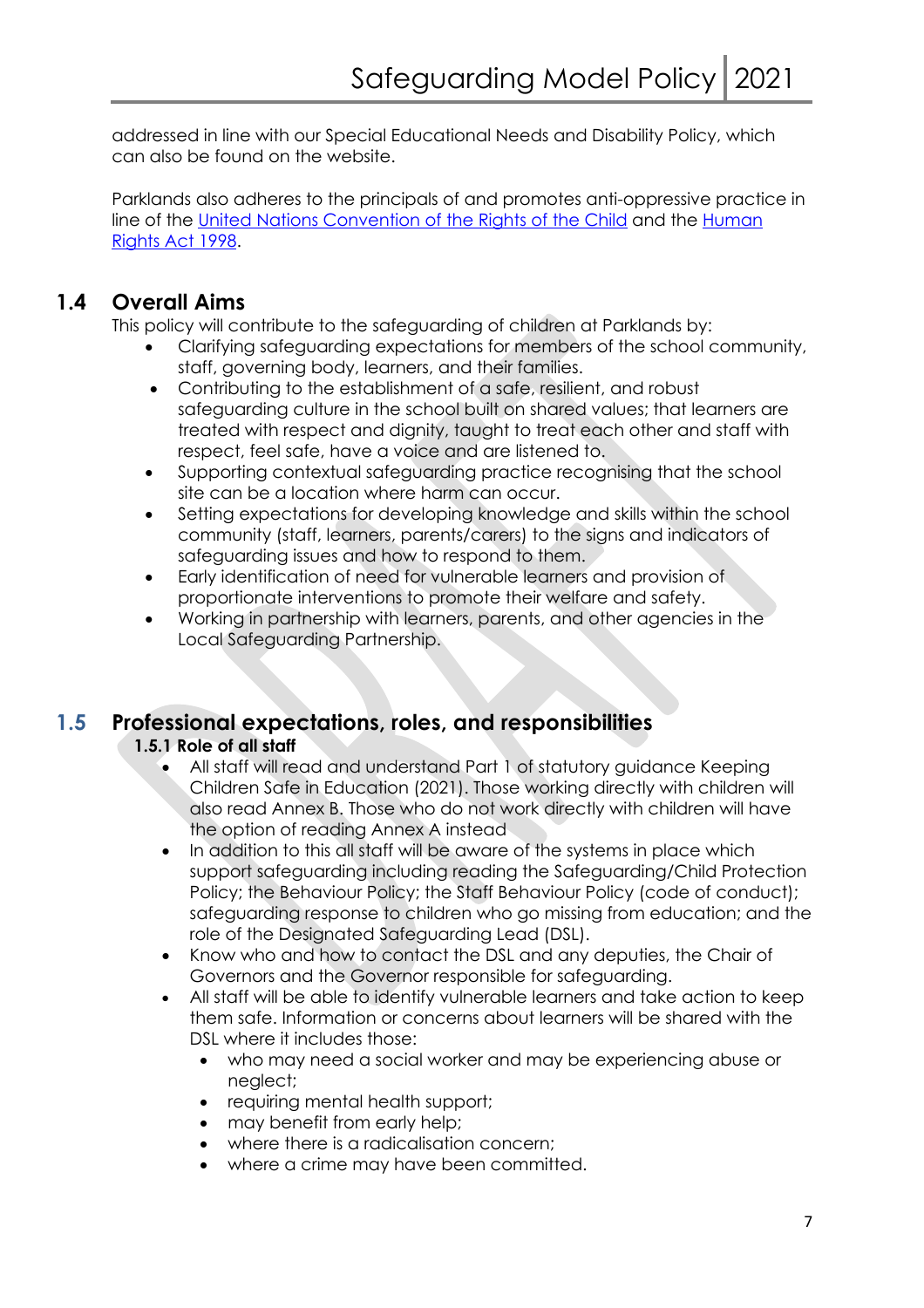addressed in line with our Special Educational Needs and Disability Policy, which can also be found on the website.

Parklands also adheres to the principals of and promotes anti-oppressive practice in line of the [United Nations Convention of the Rights of the Child]() and the [Human Rights Act 1998]().

## 1.4 Overall Aims

This policy will contribute to the safeguarding of children at Parklands by:

- Clarifying safeguarding expectations for members of the school community, staff, governing body, learners, and their families.
- Contributing to the establishment of a safe, resilient, and robust safeguarding culture in the school built on shared values; that learners are treated with respect and dignity, taught to treat each other and staff with respect, feel safe, have a voice and are listened to.
- Supporting contextual safeguarding practice recognising that the school site can be a location where harm can occur.
- Setting expectations for developing knowledge and skills within the school community (staff, learners, parents/carers) to the signs and indicators of safeguarding issues and how to respond to them.
- Early identification of need for vulnerable learners and provision of proportionate interventions to promote their welfare and safety.
- Working in partnership with learners, parents, and other agencies in the Local Safeguarding Partnership.

## 1.5 Professional expectations, roles, and responsibilities

### 1.5.1 Role of all staff

- All staff will read and understand Part 1 of statutory guidance Keeping Children Safe in Education (2021). Those working directly with children will also read Annex B. Those who do not work directly with children will have the option of reading Annex A instead
- In addition to this all staff will be aware of the systems in place which support safeguarding including reading the Safeguarding/Child Protection Policy; the Behaviour Policy; the Staff Behaviour Policy (code of conduct); safeguarding response to children who go missing from education; and the role of the Designated Safeguarding Lead (DSL).
- Know who and how to contact the DSL and any deputies, the Chair of Governors and the Governor responsible for safeguarding.
- All staff will be able to identify vulnerable learners and take action to keep them safe. Information or concerns about learners will be shared with the DSL where it includes those:
    - who may need a social worker and may be experiencing abuse or neglect;
    - requiring mental health support;
    - may benefit from early help;
    - where there is a radicalisation concern;
    - where a crime may have been committed.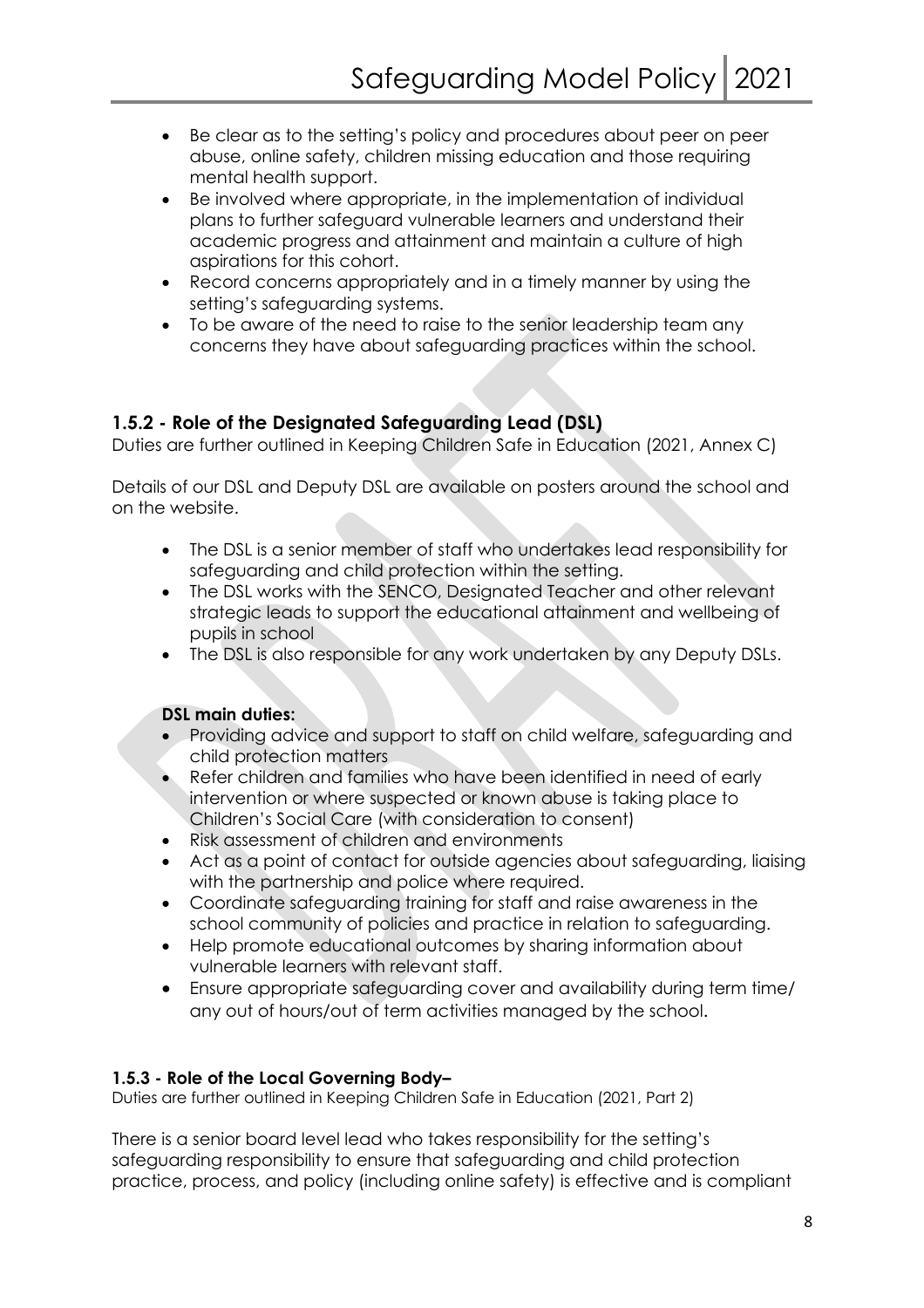- Be clear as to the setting's policy and procedures about peer on peer abuse, online safety, children missing education and those requiring mental health support.
- Be involved where appropriate, in the implementation of individual plans to further safeguard vulnerable learners and understand their academic progress and attainment and maintain a culture of high aspirations for this cohort.
- Record concerns appropriately and in a timely manner by using the setting's safeguarding systems.
- To be aware of the need to raise to the senior leadership team any concerns they have about safeguarding practices within the school.

### 1.5.2 - Role of the Designated Safeguarding Lead (DSL)

Duties are further outlined in Keeping Children Safe in Education (2021, Annex C)

Details of our DSL and Deputy DSL are available on posters around the school and on the website.

- The DSL is a senior member of staff who undertakes lead responsibility for safeguarding and child protection within the setting.
- The DSL works with the SENCO, Designated Teacher and other relevant strategic leads to support the educational attainment and wellbeing of pupils in school
- The DSL is also responsible for any work undertaken by any Deputy DSLs.

**DSL main duties:**

- Providing advice and support to staff on child welfare, safeguarding and child protection matters
- Refer children and families who have been identified in need of early intervention or where suspected or known abuse is taking place to Children's Social Care (with consideration to consent)
- Risk assessment of children and environments
- Act as a point of contact for outside agencies about safeguarding, liaising with the partnership and police where required.
- Coordinate safeguarding training for staff and raise awareness in the school community of policies and practice in relation to safeguarding.
- Help promote educational outcomes by sharing information about vulnerable learners with relevant staff.
- Ensure appropriate safeguarding cover and availability during term time/ any out of hours/out of term activities managed by the school.

#### 1.5.3 - Role of the Local Governing Body–

Duties are further outlined in Keeping Children Safe in Education (2021, Part 2)

There is a senior board level lead who takes responsibility for the setting's safeguarding responsibility to ensure that safeguarding and child protection practice, process, and policy (including online safety) is effective and is compliant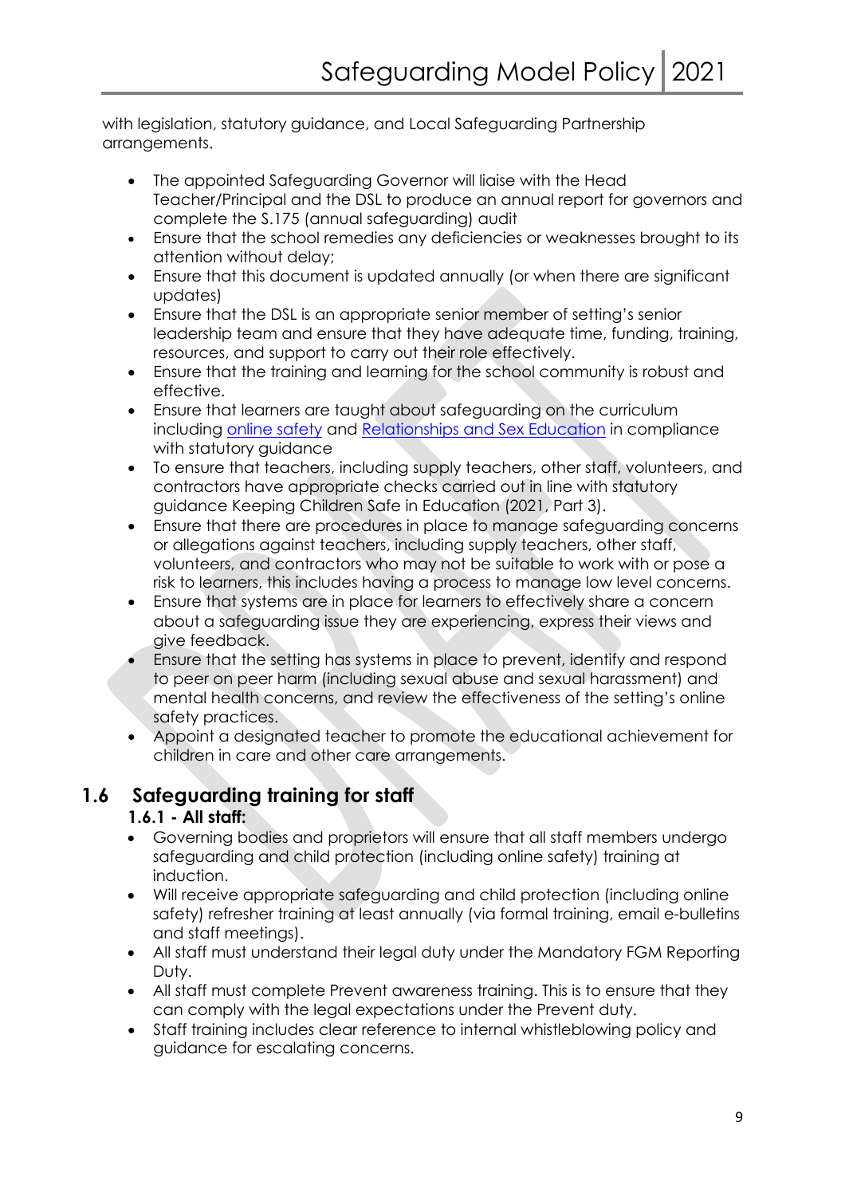with legislation, statutory guidance, and Local Safeguarding Partnership arrangements.

- The appointed Safeguarding Governor will liaise with the Head Teacher/Principal and the DSL to produce an annual report for governors and complete the S.175 (annual safeguarding) audit
- Ensure that the school remedies any deficiencies or weaknesses brought to its attention without delay;
- Ensure that this document is updated annually (or when there are significant updates)
- Ensure that the DSL is an appropriate senior member of setting's senior leadership team and ensure that they have adequate time, funding, training, resources, and support to carry out their role effectively.
- Ensure that the training and learning for the school community is robust and effective.
- Ensure that learners are taught about safeguarding on the curriculum including online safety and Relationships and Sex Education in compliance with statutory guidance
- To ensure that teachers, including supply teachers, other staff, volunteers, and contractors have appropriate checks carried out in line with statutory guidance Keeping Children Safe in Education (2021, Part 3).
- Ensure that there are procedures in place to manage safeguarding concerns or allegations against teachers, including supply teachers, other staff, volunteers, and contractors who may not be suitable to work with or pose a risk to learners, this includes having a process to manage low level concerns.
- Ensure that systems are in place for learners to effectively share a concern about a safeguarding issue they are experiencing, express their views and give feedback.
- Ensure that the setting has systems in place to prevent, identify and respond to peer on peer harm (including sexual abuse and sexual harassment) and mental health concerns, and review the effectiveness of the setting's online safety practices.
- Appoint a designated teacher to promote the educational achievement for children in care and other care arrangements.

## 1.6 Safeguarding training for staff

### 1.6.1 - All staff:

- Governing bodies and proprietors will ensure that all staff members undergo safeguarding and child protection (including online safety) training at induction.
- Will receive appropriate safeguarding and child protection (including online safety) refresher training at least annually (via formal training, email e-bulletins and staff meetings).
- All staff must understand their legal duty under the Mandatory FGM Reporting Duty.
- All staff must complete Prevent awareness training. This is to ensure that they can comply with the legal expectations under the Prevent duty.
- Staff training includes clear reference to internal whistleblowing policy and guidance for escalating concerns.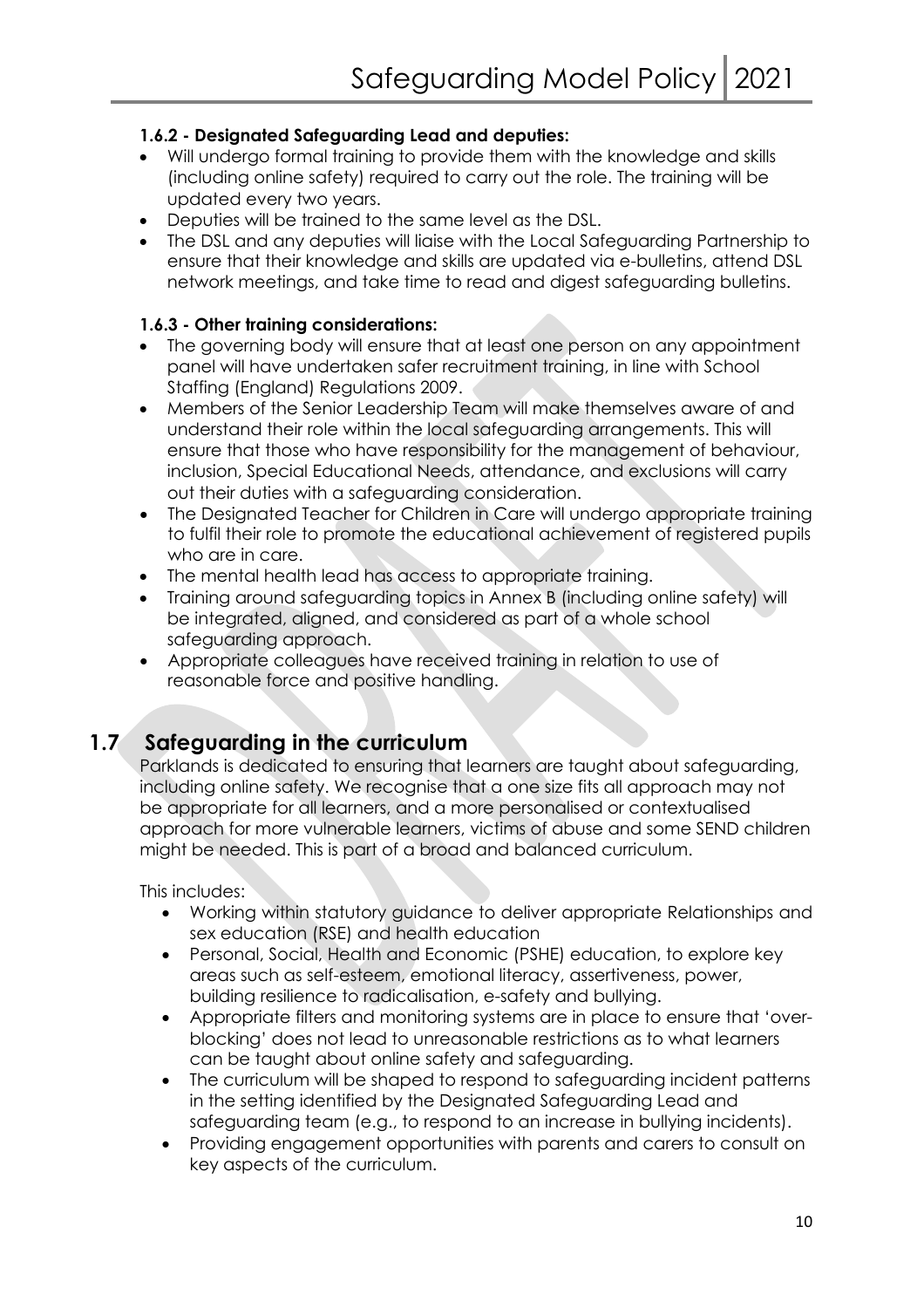**1.6.2 - Designated Safeguarding Lead and deputies:**

- Will undergo formal training to provide them with the knowledge and skills (including online safety) required to carry out the role. The training will be updated every two years.
- Deputies will be trained to the same level as the DSL.
- The DSL and any deputies will liaise with the Local Safeguarding Partnership to ensure that their knowledge and skills are updated via e-bulletins, attend DSL network meetings, and take time to read and digest safeguarding bulletins.

**1.6.3 - Other training considerations:**

- The governing body will ensure that at least one person on any appointment panel will have undertaken safer recruitment training, in line with School Staffing (England) Regulations 2009.
- Members of the Senior Leadership Team will make themselves aware of and understand their role within the local safeguarding arrangements. This will ensure that those who have responsibility for the management of behaviour, inclusion, Special Educational Needs, attendance, and exclusions will carry out their duties with a safeguarding consideration.
- The Designated Teacher for Children in Care will undergo appropriate training to fulfil their role to promote the educational achievement of registered pupils who are in care.
- The mental health lead has access to appropriate training.
- Training around safeguarding topics in Annex B (including online safety) will be integrated, aligned, and considered as part of a whole school safeguarding approach.
- Appropriate colleagues have received training in relation to use of reasonable force and positive handling.

## 1.7 Safeguarding in the curriculum

Parklands is dedicated to ensuring that learners are taught about safeguarding, including online safety. We recognise that a one size fits all approach may not be appropriate for all learners, and a more personalised or contextualised approach for more vulnerable learners, victims of abuse and some SEND children might be needed. This is part of a broad and balanced curriculum.

This includes:

- Working within statutory guidance to deliver appropriate Relationships and sex education (RSE) and health education
- Personal, Social, Health and Economic (PSHE) education, to explore key areas such as self-esteem, emotional literacy, assertiveness, power, building resilience to radicalisation, e-safety and bullying.
- Appropriate filters and monitoring systems are in place to ensure that 'over-blocking' does not lead to unreasonable restrictions as to what learners can be taught about online safety and safeguarding.
- The curriculum will be shaped to respond to safeguarding incident patterns in the setting identified by the Designated Safeguarding Lead and safeguarding team (e.g., to respond to an increase in bullying incidents).
- Providing engagement opportunities with parents and carers to consult on key aspects of the curriculum.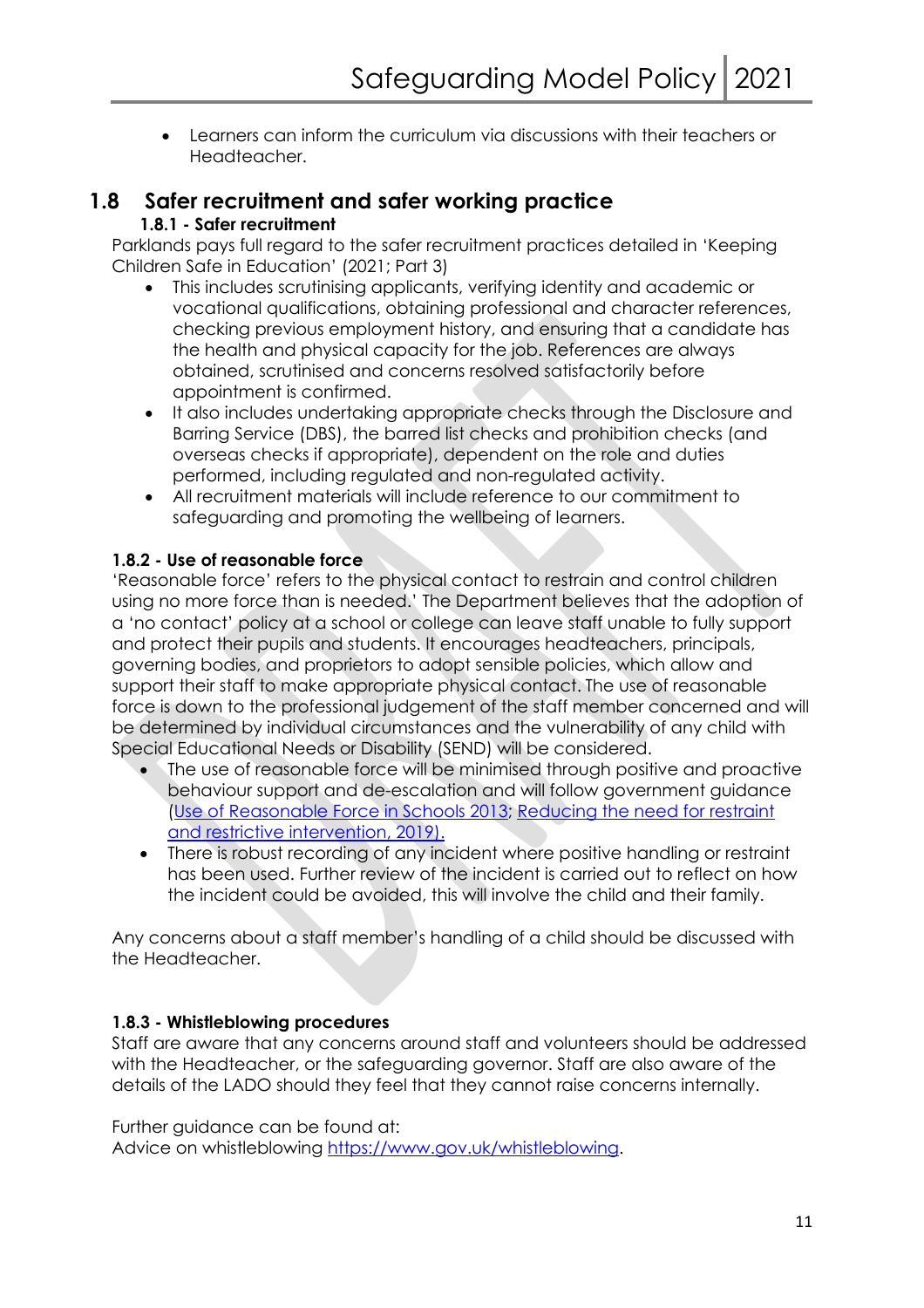- Learners can inform the curriculum via discussions with their teachers or Headteacher.

## 1.8 Safer recruitment and safer working practice

### 1.8.1 - Safer recruitment

Parklands pays full regard to the safer recruitment practices detailed in 'Keeping Children Safe in Education' (2021; Part 3)

- This includes scrutinising applicants, verifying identity and academic or vocational qualifications, obtaining professional and character references, checking previous employment history, and ensuring that a candidate has the health and physical capacity for the job. References are always obtained, scrutinised and concerns resolved satisfactorily before appointment is confirmed.
- It also includes undertaking appropriate checks through the Disclosure and Barring Service (DBS), the barred list checks and prohibition checks (and overseas checks if appropriate), dependent on the role and duties performed, including regulated and non-regulated activity.
- All recruitment materials will include reference to our commitment to safeguarding and promoting the wellbeing of learners.

### 1.8.2 - Use of reasonable force

'Reasonable force' refers to the physical contact to restrain and control children using no more force than is needed.' The Department believes that the adoption of a 'no contact' policy at a school or college can leave staff unable to fully support and protect their pupils and students. It encourages headteachers, principals, governing bodies, and proprietors to adopt sensible policies, which allow and support their staff to make appropriate physical contact. The use of reasonable force is down to the professional judgement of the staff member concerned and will be determined by individual circumstances and the vulnerability of any child with Special Educational Needs or Disability (SEND) will be considered.

- The use of reasonable force will be minimised through positive and proactive behaviour support and de-escalation and will follow government guidance (Use of Reasonable Force in Schools 2013; Reducing the need for restraint and restrictive intervention, 2019).
- There is robust recording of any incident where positive handling or restraint has been used. Further review of the incident is carried out to reflect on how the incident could be avoided, this will involve the child and their family.

Any concerns about a staff member's handling of a child should be discussed with the Headteacher.

### 1.8.3 - Whistleblowing procedures

Staff are aware that any concerns around staff and volunteers should be addressed with the Headteacher, or the safeguarding governor. Staff are also aware of the details of the LADO should they feel that they cannot raise concerns internally.

Further guidance can be found at:
Advice on whistleblowing https://www.gov.uk/whistleblowing.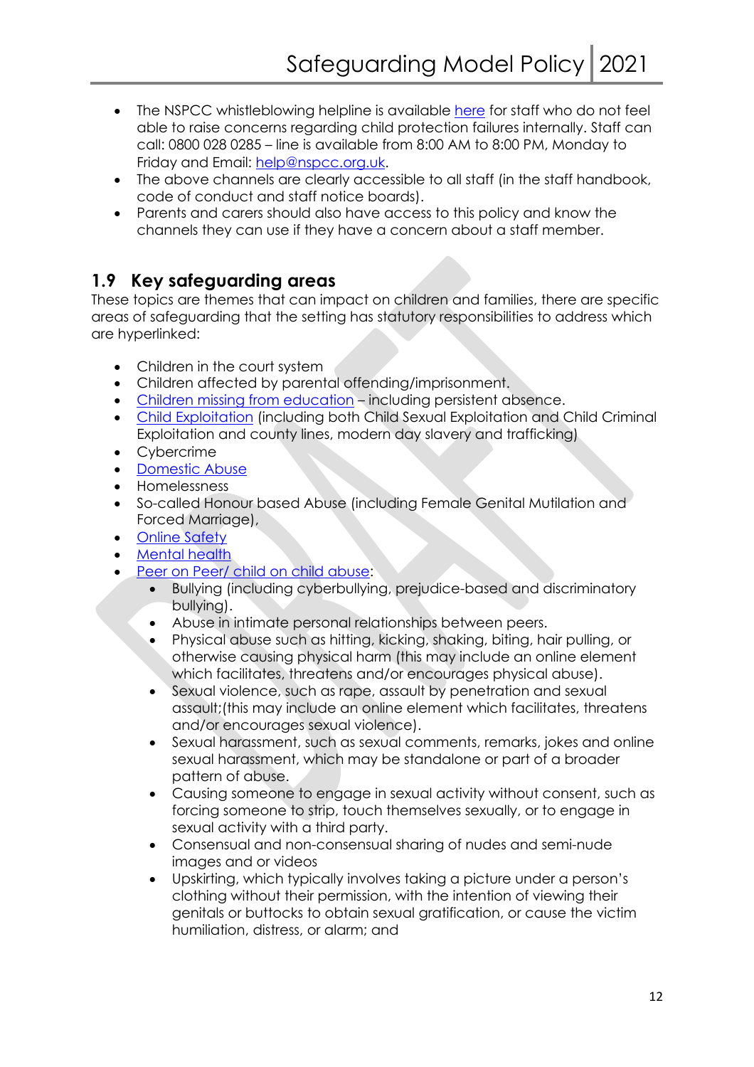- The NSPCC whistleblowing helpline is available here for staff who do not feel able to raise concerns regarding child protection failures internally. Staff can call: 0800 028 0285 – line is available from 8:00 AM to 8:00 PM, Monday to Friday and Email: help@nspcc.org.uk.
- The above channels are clearly accessible to all staff (in the staff handbook, code of conduct and staff notice boards).
- Parents and carers should also have access to this policy and know the channels they can use if they have a concern about a staff member.

## 1.9 Key safeguarding areas

These topics are themes that can impact on children and families, there are specific areas of safeguarding that the setting has statutory responsibilities to address which are hyperlinked:

- Children in the court system
- Children affected by parental offending/imprisonment.
- Children missing from education – including persistent absence.
- Child Exploitation (including both Child Sexual Exploitation and Child Criminal Exploitation and county lines, modern day slavery and trafficking)
- Cybercrime
- Domestic Abuse
- Homelessness
- So-called Honour based Abuse (including Female Genital Mutilation and Forced Marriage),
- Online Safety
- Mental health
- Peer on Peer/ child on child abuse:
    - Bullying (including cyberbullying, prejudice-based and discriminatory bullying).
    - Abuse in intimate personal relationships between peers.
    - Physical abuse such as hitting, kicking, shaking, biting, hair pulling, or otherwise causing physical harm (this may include an online element which facilitates, threatens and/or encourages physical abuse).
    - Sexual violence, such as rape, assault by penetration and sexual assault;(this may include an online element which facilitates, threatens and/or encourages sexual violence).
    - Sexual harassment, such as sexual comments, remarks, jokes and online sexual harassment, which may be standalone or part of a broader pattern of abuse.
    - Causing someone to engage in sexual activity without consent, such as forcing someone to strip, touch themselves sexually, or to engage in sexual activity with a third party.
    - Consensual and non-consensual sharing of nudes and semi-nude images and or videos
    - Upskirting, which typically involves taking a picture under a person's clothing without their permission, with the intention of viewing their genitals or buttocks to obtain sexual gratification, or cause the victim humiliation, distress, or alarm; and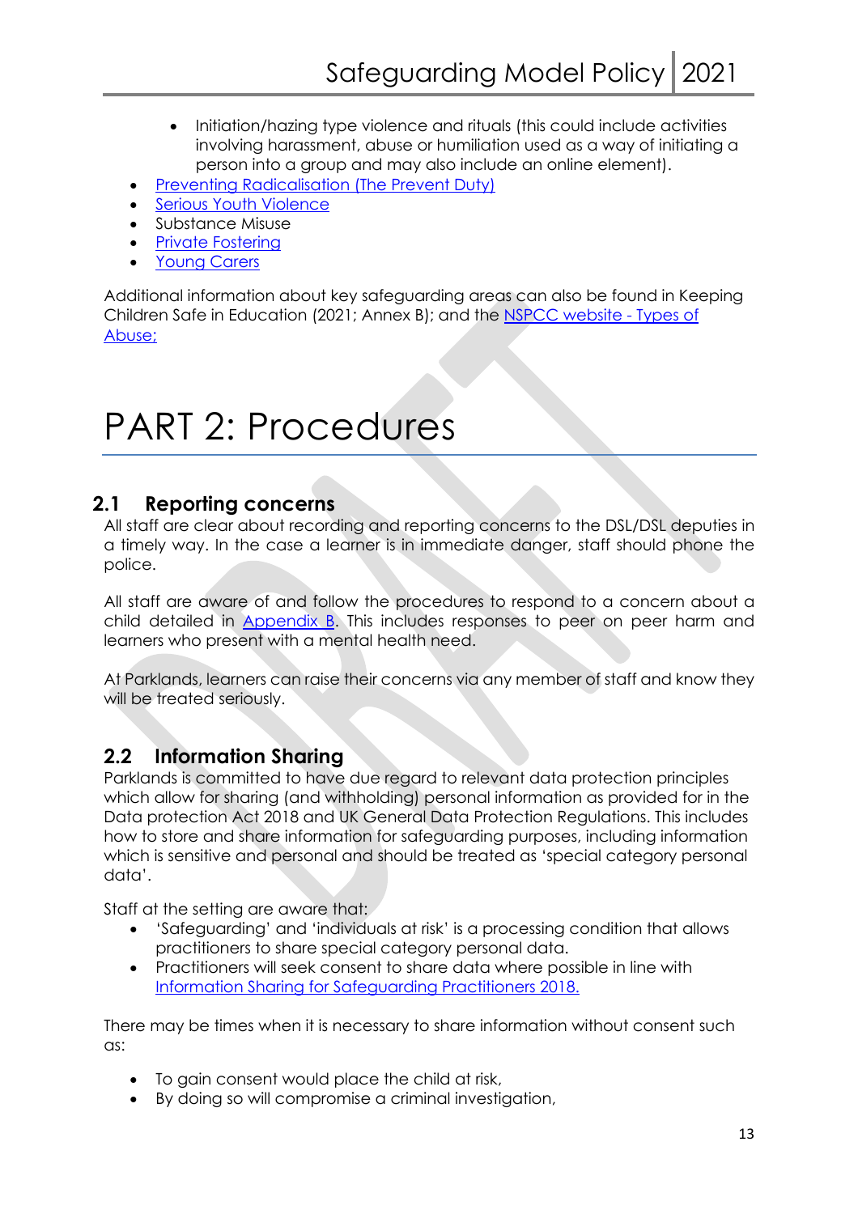- Initiation/hazing type violence and rituals (this could include activities involving harassment, abuse or humiliation used as a way of initiating a person into a group and may also include an online element).
- Preventing Radicalisation (The Prevent Duty)
- Serious Youth Violence
- Substance Misuse
- Private Fostering
- Young Carers

Additional information about key safeguarding areas can also be found in Keeping Children Safe in Education (2021; Annex B); and the NSPCC website - Types of Abuse;

# PART 2: Procedures

## 2.1 Reporting concerns

All staff are clear about recording and reporting concerns to the DSL/DSL deputies in a timely way. In the case a learner is in immediate danger, staff should phone the police.

All staff are aware of and follow the procedures to respond to a concern about a child detailed in Appendix B. This includes responses to peer on peer harm and learners who present with a mental health need.

At Parklands, learners can raise their concerns via any member of staff and know they will be treated seriously.

## 2.2 Information Sharing

Parklands is committed to have due regard to relevant data protection principles which allow for sharing (and withholding) personal information as provided for in the Data protection Act 2018 and UK General Data Protection Regulations. This includes how to store and share information for safeguarding purposes, including information which is sensitive and personal and should be treated as 'special category personal data'.

Staff at the setting are aware that:

- 'Safeguarding' and 'individuals at risk' is a processing condition that allows practitioners to share special category personal data.
- Practitioners will seek consent to share data where possible in line with Information Sharing for Safeguarding Practitioners 2018.

There may be times when it is necessary to share information without consent such as:

- To gain consent would place the child at risk,
- By doing so will compromise a criminal investigation,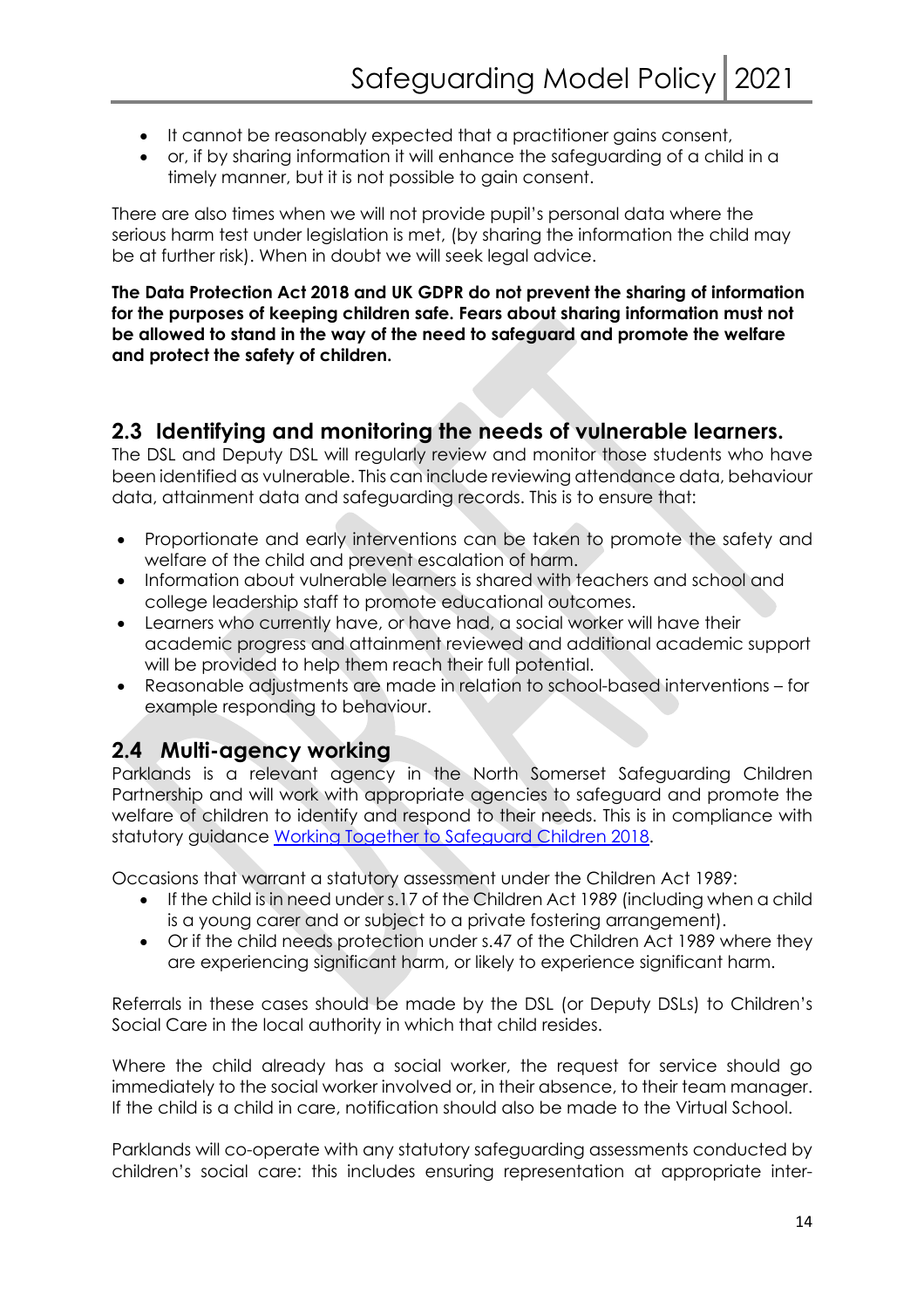- It cannot be reasonably expected that a practitioner gains consent,
- or, if by sharing information it will enhance the safeguarding of a child in a timely manner, but it is not possible to gain consent.

There are also times when we will not provide pupil's personal data where the serious harm test under legislation is met, (by sharing the information the child may be at further risk). When in doubt we will seek legal advice.

**The Data Protection Act 2018 and UK GDPR do not prevent the sharing of information for the purposes of keeping children safe. Fears about sharing information must not be allowed to stand in the way of the need to safeguard and promote the welfare and protect the safety of children.**

## 2.3 Identifying and monitoring the needs of vulnerable learners.

The DSL and Deputy DSL will regularly review and monitor those students who have been identified as vulnerable. This can include reviewing attendance data, behaviour data, attainment data and safeguarding records. This is to ensure that:

- Proportionate and early interventions can be taken to promote the safety and welfare of the child and prevent escalation of harm.
- Information about vulnerable learners is shared with teachers and school and college leadership staff to promote educational outcomes.
- Learners who currently have, or have had, a social worker will have their academic progress and attainment reviewed and additional academic support will be provided to help them reach their full potential.
- Reasonable adjustments are made in relation to school-based interventions – for example responding to behaviour.

## 2.4 Multi-agency working

Parklands is a relevant agency in the North Somerset Safeguarding Children Partnership and will work with appropriate agencies to safeguard and promote the welfare of children to identify and respond to their needs. This is in compliance with statutory guidance [Working Together to Safeguard Children 2018](#).

Occasions that warrant a statutory assessment under the Children Act 1989:

- If the child is in need under s.17 of the Children Act 1989 (including when a child is a young carer and or subject to a private fostering arrangement).
- Or if the child needs protection under s.47 of the Children Act 1989 where they are experiencing significant harm, or likely to experience significant harm.

Referrals in these cases should be made by the DSL (or Deputy DSLs) to Children's Social Care in the local authority in which that child resides.

Where the child already has a social worker, the request for service should go immediately to the social worker involved or, in their absence, to their team manager. If the child is a child in care, notification should also be made to the Virtual School.

Parklands will co-operate with any statutory safeguarding assessments conducted by children's social care: this includes ensuring representation at appropriate inter-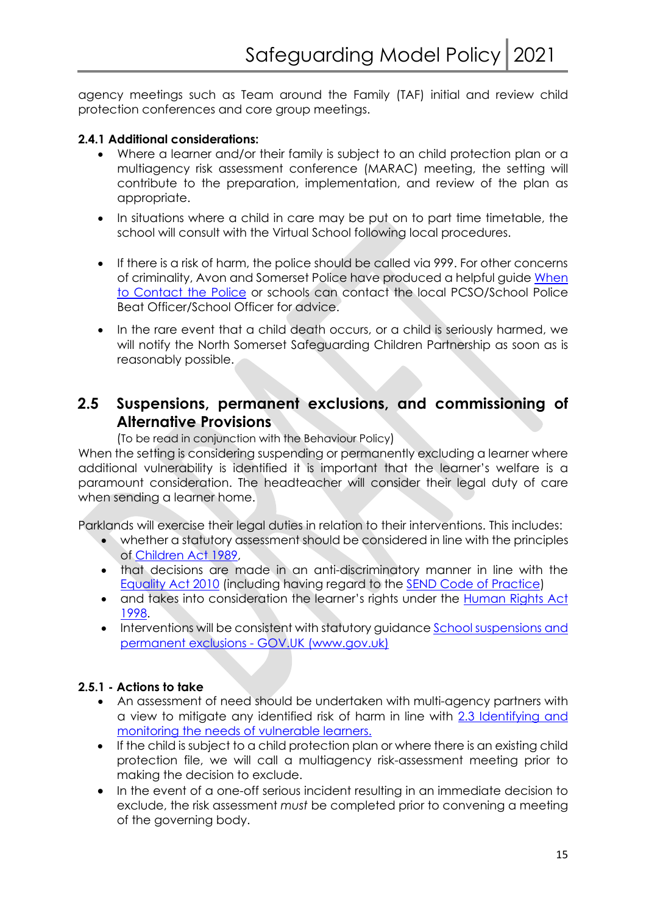agency meetings such as Team around the Family (TAF) initial and review child protection conferences and core group meetings.

**2.4.1 Additional considerations:**

- Where a learner and/or their family is subject to an child protection plan or a multiagency risk assessment conference (MARAC) meeting, the setting will contribute to the preparation, implementation, and review of the plan as appropriate.
- In situations where a child in care may be put on to part time timetable, the school will consult with the Virtual School following local procedures.
- If there is a risk of harm, the police should be called via 999. For other concerns of criminality, Avon and Somerset Police have produced a helpful guide When to Contact the Police or schools can contact the local PCSO/School Police Beat Officer/School Officer for advice.
- In the rare event that a child death occurs, or a child is seriously harmed, we will notify the North Somerset Safeguarding Children Partnership as soon as is reasonably possible.

## 2.5 Suspensions, permanent exclusions, and commissioning of Alternative Provisions

(To be read in conjunction with the Behaviour Policy)

When the setting is considering suspending or permanently excluding a learner where additional vulnerability is identified it is important that the learner's welfare is a paramount consideration. The headteacher will consider their legal duty of care when sending a learner home.

Parklands will exercise their legal duties in relation to their interventions. This includes:

- whether a statutory assessment should be considered in line with the principles of Children Act 1989,
- that decisions are made in an anti-discriminatory manner in line with the Equality Act 2010 (including having regard to the SEND Code of Practice)
- and takes into consideration the learner's rights under the Human Rights Act 1998.
- Interventions will be consistent with statutory guidance School suspensions and permanent exclusions - GOV.UK (www.gov.uk)

**2.5.1 - Actions to take**

- An assessment of need should be undertaken with multi-agency partners with a view to mitigate any identified risk of harm in line with 2.3 Identifying and monitoring the needs of vulnerable learners.
- If the child is subject to a child protection plan or where there is an existing child protection file, we will call a multiagency risk-assessment meeting prior to making the decision to exclude.
- In the event of a one-off serious incident resulting in an immediate decision to exclude, the risk assessment *must* be completed prior to convening a meeting of the governing body.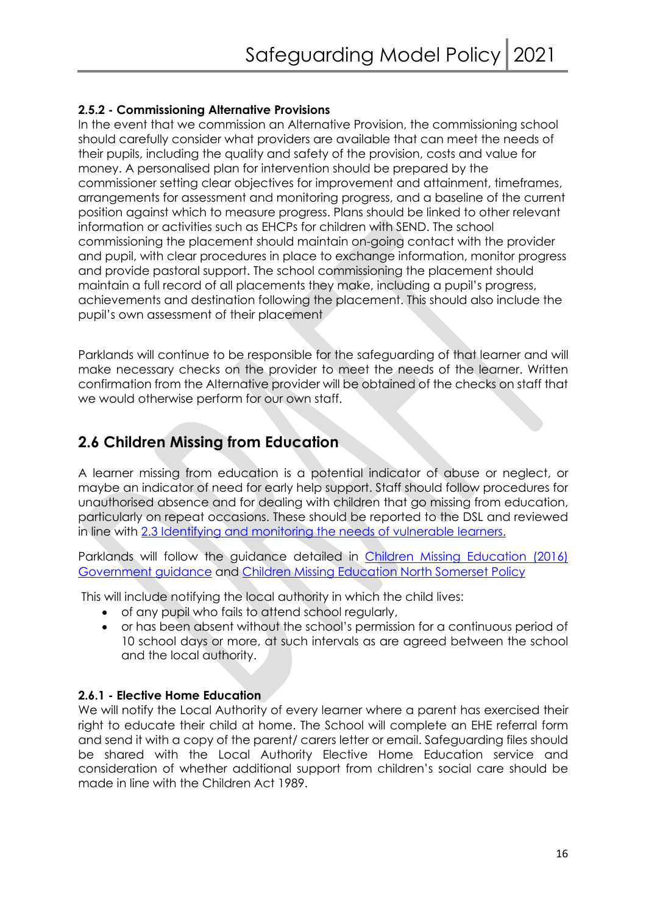#### 2.5.2 - Commissioning Alternative Provisions

In the event that we commission an Alternative Provision, the commissioning school should carefully consider what providers are available that can meet the needs of their pupils, including the quality and safety of the provision, costs and value for money. A personalised plan for intervention should be prepared by the commissioner setting clear objectives for improvement and attainment, timeframes, arrangements for assessment and monitoring progress, and a baseline of the current position against which to measure progress. Plans should be linked to other relevant information or activities such as EHCPs for children with SEND. The school commissioning the placement should maintain on-going contact with the provider and pupil, with clear procedures in place to exchange information, monitor progress and provide pastoral support. The school commissioning the placement should maintain a full record of all placements they make, including a pupil's progress, achievements and destination following the placement. This should also include the pupil's own assessment of their placement

Parklands will continue to be responsible for the safeguarding of that learner and will make necessary checks on the provider to meet the needs of the learner. Written confirmation from the Alternative provider will be obtained of the checks on staff that we would otherwise perform for our own staff.

## 2.6 Children Missing from Education

A learner missing from education is a potential indicator of abuse or neglect, or maybe an indicator of need for early help support. Staff should follow procedures for unauthorised absence and for dealing with children that go missing from education, particularly on repeat occasions. These should be reported to the DSL and reviewed in line with [2.3 Identifying and monitoring the needs of vulnerable learners.]

Parklands will follow the guidance detailed in [Children Missing Education (2016) Government guidance] and [Children Missing Education North Somerset Policy]

This will include notifying the local authority in which the child lives:

- of any pupil who fails to attend school regularly,
- or has been absent without the school's permission for a continuous period of 10 school days or more, at such intervals as are agreed between the school and the local authority.

#### 2.6.1 - Elective Home Education

We will notify the Local Authority of every learner where a parent has exercised their right to educate their child at home. The School will complete an EHE referral form and send it with a copy of the parent/ carers letter or email. Safeguarding files should be shared with the Local Authority Elective Home Education service and consideration of whether additional support from children's social care should be made in line with the Children Act 1989.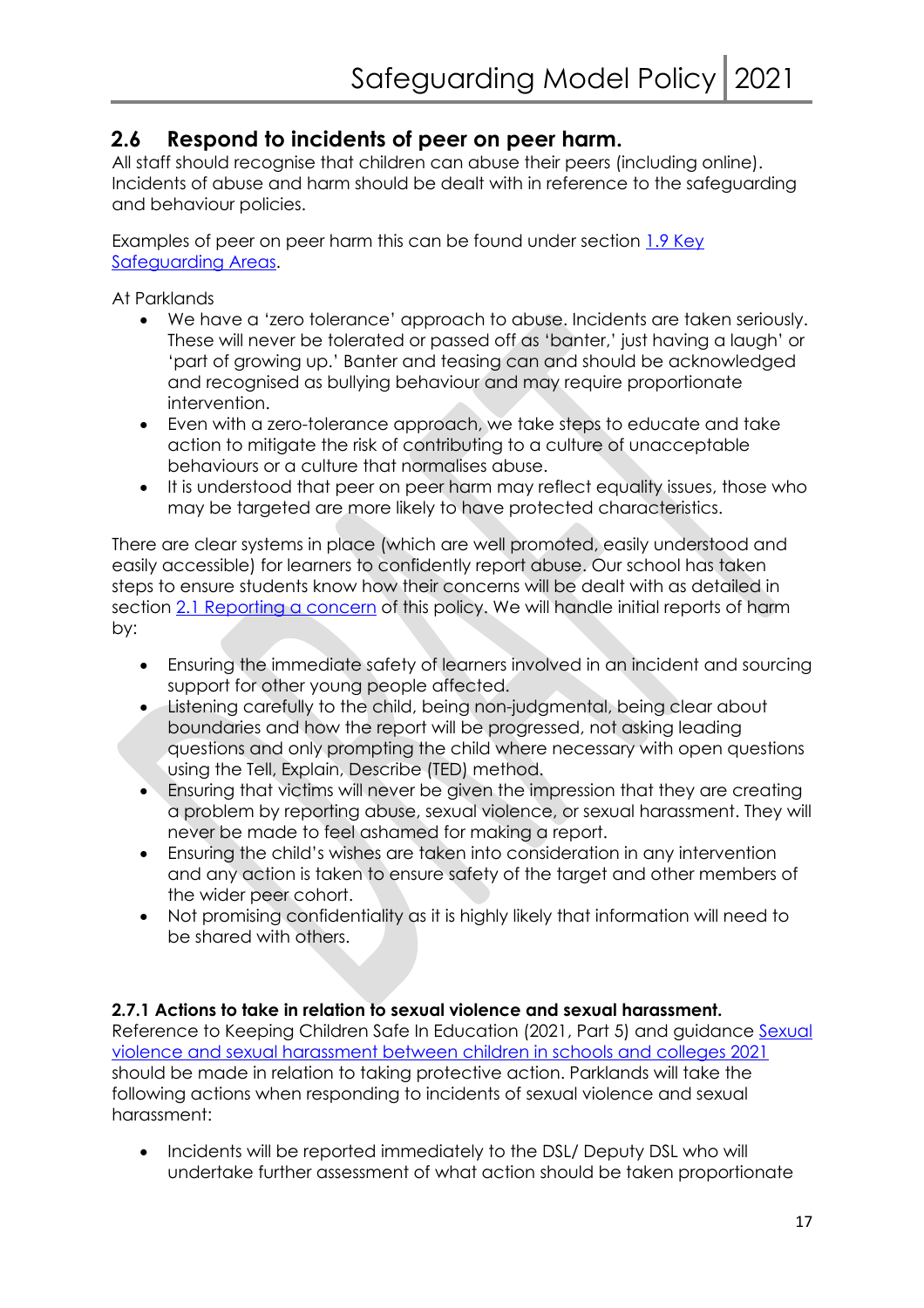## 2.6 Respond to incidents of peer on peer harm.

All staff should recognise that children can abuse their peers (including online). Incidents of abuse and harm should be dealt with in reference to the safeguarding and behaviour policies.

Examples of peer on peer harm this can be found under section [1.9 Key Safeguarding Areas](#).

At Parklands

- We have a 'zero tolerance' approach to abuse. Incidents are taken seriously. These will never be tolerated or passed off as 'banter,' just having a laugh' or 'part of growing up.' Banter and teasing can and should be acknowledged and recognised as bullying behaviour and may require proportionate intervention.
- Even with a zero-tolerance approach, we take steps to educate and take action to mitigate the risk of contributing to a culture of unacceptable behaviours or a culture that normalises abuse.
- It is understood that peer on peer harm may reflect equality issues, those who may be targeted are more likely to have protected characteristics.

There are clear systems in place (which are well promoted, easily understood and easily accessible) for learners to confidently report abuse. Our school has taken steps to ensure students know how their concerns will be dealt with as detailed in section [2.1 Reporting a concern](#) of this policy. We will handle initial reports of harm by:

- Ensuring the immediate safety of learners involved in an incident and sourcing support for other young people affected.
- Listening carefully to the child, being non-judgmental, being clear about boundaries and how the report will be progressed, not asking leading questions and only prompting the child where necessary with open questions using the Tell, Explain, Describe (TED) method.
- Ensuring that victims will never be given the impression that they are creating a problem by reporting abuse, sexual violence, or sexual harassment. They will never be made to feel ashamed for making a report.
- Ensuring the child's wishes are taken into consideration in any intervention and any action is taken to ensure safety of the target and other members of the wider peer cohort.
- Not promising confidentiality as it is highly likely that information will need to be shared with others.

**2.7.1 Actions to take in relation to sexual violence and sexual harassment.**

Reference to Keeping Children Safe In Education (2021, Part 5) and guidance [Sexual violence and sexual harassment between children in schools and colleges 2021](#) should be made in relation to taking protective action. Parklands will take the following actions when responding to incidents of sexual violence and sexual harassment:

- Incidents will be reported immediately to the DSL/ Deputy DSL who will undertake further assessment of what action should be taken proportionate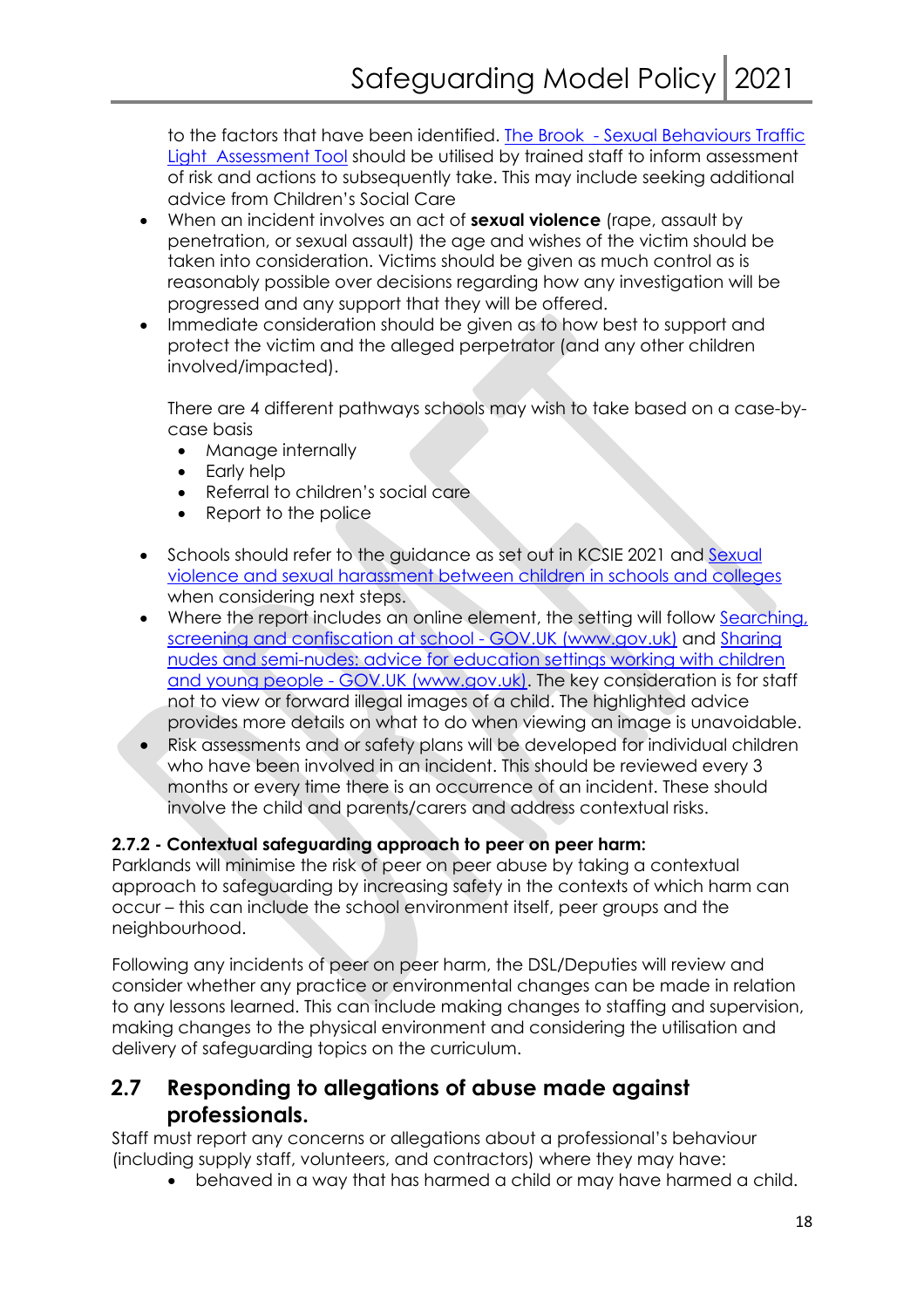to the factors that have been identified. [The Brook - Sexual Behaviours Traffic Light Assessment Tool] should be utilised by trained staff to inform assessment of risk and actions to subsequently take. This may include seeking additional advice from Children's Social Care

- When an incident involves an act of **sexual violence** (rape, assault by penetration, or sexual assault) the age and wishes of the victim should be taken into consideration. Victims should be given as much control as is reasonably possible over decisions regarding how any investigation will be progressed and any support that they will be offered.
- Immediate consideration should be given as to how best to support and protect the victim and the alleged perpetrator (and any other children involved/impacted).

  There are 4 different pathways schools may wish to take based on a case-by-case basis
  - Manage internally
  - Early help
  - Referral to children's social care
  - Report to the police

- Schools should refer to the guidance as set out in KCSIE 2021 and Sexual violence and sexual harassment between children in schools and colleges when considering next steps.
- Where the report includes an online element, the setting will follow Searching, screening and confiscation at school - GOV.UK (www.gov.uk) and Sharing nudes and semi-nudes: advice for education settings working with children and young people - GOV.UK (www.gov.uk). The key consideration is for staff not to view or forward illegal images of a child. The highlighted advice provides more details on what to do when viewing an image is unavoidable.
- Risk assessments and or safety plans will be developed for individual children who have been involved in an incident. This should be reviewed every 3 months or every time there is an occurrence of an incident. These should involve the child and parents/carers and address contextual risks.

**2.7.2 - Contextual safeguarding approach to peer on peer harm:**
Parklands will minimise the risk of peer on peer abuse by taking a contextual approach to safeguarding by increasing safety in the contexts of which harm can occur – this can include the school environment itself, peer groups and the neighbourhood.

Following any incidents of peer on peer harm, the DSL/Deputies will review and consider whether any practice or environmental changes can be made in relation to any lessons learned. This can include making changes to staffing and supervision, making changes to the physical environment and considering the utilisation and delivery of safeguarding topics on the curriculum.

## 2.7 Responding to allegations of abuse made against professionals.

Staff must report any concerns or allegations about a professional's behaviour (including supply staff, volunteers, and contractors) where they may have:

- behaved in a way that has harmed a child or may have harmed a child.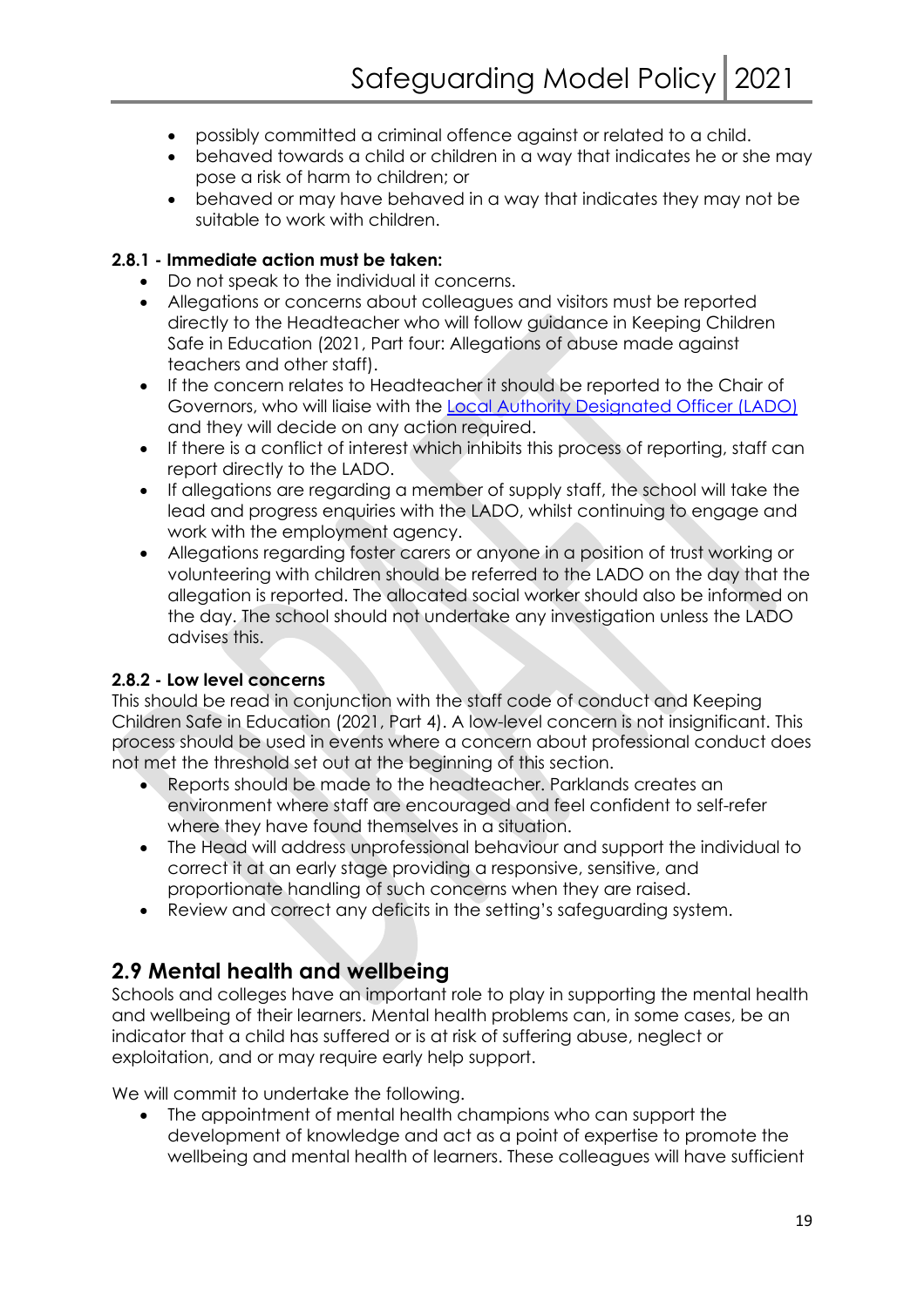- possibly committed a criminal offence against or related to a child.
- behaved towards a child or children in a way that indicates he or she may pose a risk of harm to children; or
- behaved or may have behaved in a way that indicates they may not be suitable to work with children.

**2.8.1 - Immediate action must be taken:**

- Do not speak to the individual it concerns.
- Allegations or concerns about colleagues and visitors must be reported directly to the Headteacher who will follow guidance in Keeping Children Safe in Education (2021, Part four: Allegations of abuse made against teachers and other staff).
- If the concern relates to Headteacher it should be reported to the Chair of Governors, who will liaise with the [Local Authority Designated Officer (LADO)]() and they will decide on any action required.
- If there is a conflict of interest which inhibits this process of reporting, staff can report directly to the LADO.
- If allegations are regarding a member of supply staff, the school will take the lead and progress enquiries with the LADO, whilst continuing to engage and work with the employment agency.
- Allegations regarding foster carers or anyone in a position of trust working or volunteering with children should be referred to the LADO on the day that the allegation is reported. The allocated social worker should also be informed on the day. The school should not undertake any investigation unless the LADO advises this.

**2.8.2 - Low level concerns**

This should be read in conjunction with the staff code of conduct and Keeping Children Safe in Education (2021, Part 4). A low-level concern is not insignificant. This process should be used in events where a concern about professional conduct does not met the threshold set out at the beginning of this section.

- Reports should be made to the headteacher. Parklands creates an environment where staff are encouraged and feel confident to self-refer where they have found themselves in a situation.
- The Head will address unprofessional behaviour and support the individual to correct it at an early stage providing a responsive, sensitive, and proportionate handling of such concerns when they are raised.
- Review and correct any deficits in the setting's safeguarding system.

## 2.9 Mental health and wellbeing

Schools and colleges have an important role to play in supporting the mental health and wellbeing of their learners. Mental health problems can, in some cases, be an indicator that a child has suffered or is at risk of suffering abuse, neglect or exploitation, and or may require early help support.

We will commit to undertake the following.

- The appointment of mental health champions who can support the development of knowledge and act as a point of expertise to promote the wellbeing and mental health of learners. These colleagues will have sufficient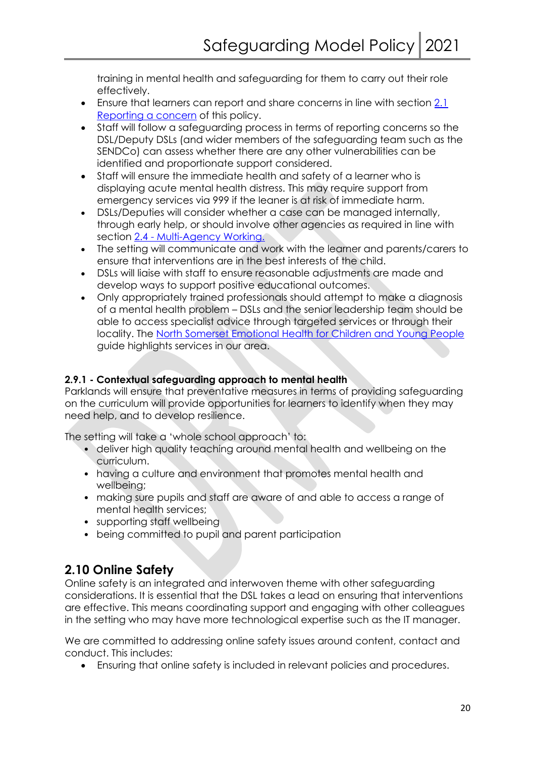training in mental health and safeguarding for them to carry out their role effectively.

- Ensure that learners can report and share concerns in line with section 2.1 Reporting a concern of this policy.
- Staff will follow a safeguarding process in terms of reporting concerns so the DSL/Deputy DSLs (and wider members of the safeguarding team such as the SENDCo) can assess whether there are any other vulnerabilities can be identified and proportionate support considered.
- Staff will ensure the immediate health and safety of a learner who is displaying acute mental health distress. This may require support from emergency services via 999 if the leaner is at risk of immediate harm.
- DSLs/Deputies will consider whether a case can be managed internally, through early help, or should involve other agencies as required in line with section 2.4 - Multi-Agency Working.
- The setting will communicate and work with the learner and parents/carers to ensure that interventions are in the best interests of the child.
- DSLs will liaise with staff to ensure reasonable adjustments are made and develop ways to support positive educational outcomes.
- Only appropriately trained professionals should attempt to make a diagnosis of a mental health problem – DSLs and the senior leadership team should be able to access specialist advice through targeted services or through their locality. The North Somerset Emotional Health for Children and Young People guide highlights services in our area.

**2.9.1 - Contextual safeguarding approach to mental health**

Parklands will ensure that preventative measures in terms of providing safeguarding on the curriculum will provide opportunities for learners to identify when they may need help, and to develop resilience.

The setting will take a 'whole school approach' to:

- deliver high quality teaching around mental health and wellbeing on the curriculum.
- having a culture and environment that promotes mental health and wellbeing;
- making sure pupils and staff are aware of and able to access a range of mental health services;
- supporting staff wellbeing
- being committed to pupil and parent participation

## 2.10 Online Safety

Online safety is an integrated and interwoven theme with other safeguarding considerations. It is essential that the DSL takes a lead on ensuring that interventions are effective. This means coordinating support and engaging with other colleagues in the setting who may have more technological expertise such as the IT manager.

We are committed to addressing online safety issues around content, contact and conduct. This includes:

- Ensuring that online safety is included in relevant policies and procedures.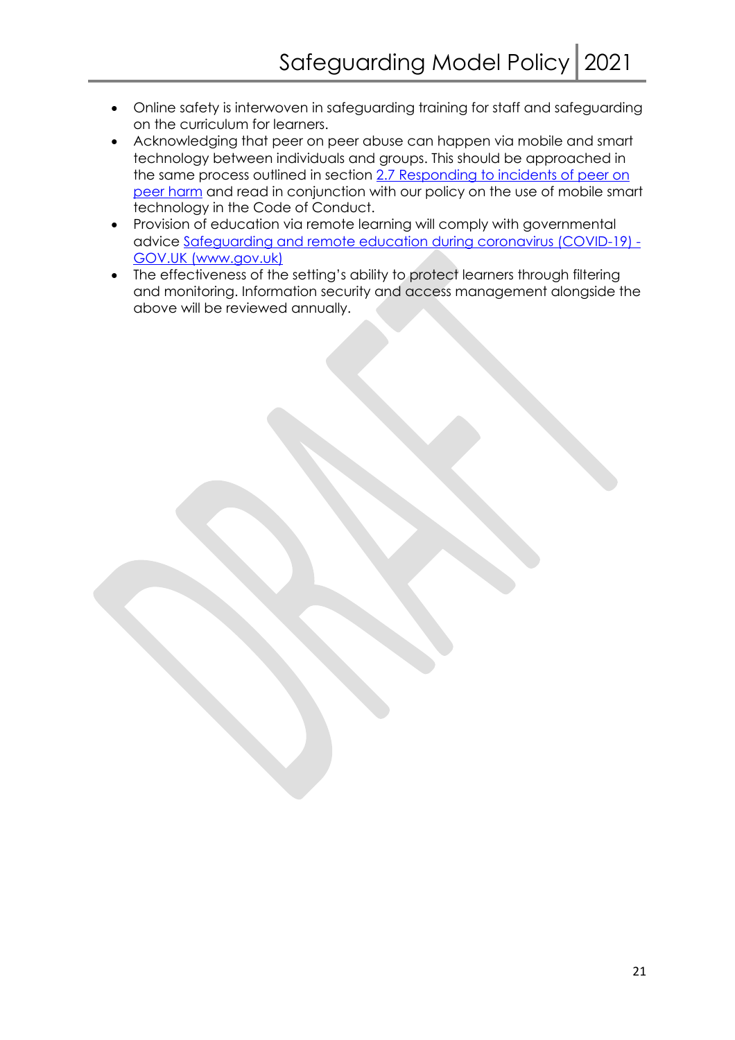- Online safety is interwoven in safeguarding training for staff and safeguarding on the curriculum for learners.
- Acknowledging that peer on peer abuse can happen via mobile and smart technology between individuals and groups. This should be approached in the same process outlined in section [2.7 Responding to incidents of peer on peer harm]() and read in conjunction with our policy on the use of mobile smart technology in the Code of Conduct.
- Provision of education via remote learning will comply with governmental advice [Safeguarding and remote education during coronavirus (COVID-19) - GOV.UK (www.gov.uk)]()
- The effectiveness of the setting's ability to protect learners through filtering and monitoring. Information security and access management alongside the above will be reviewed annually.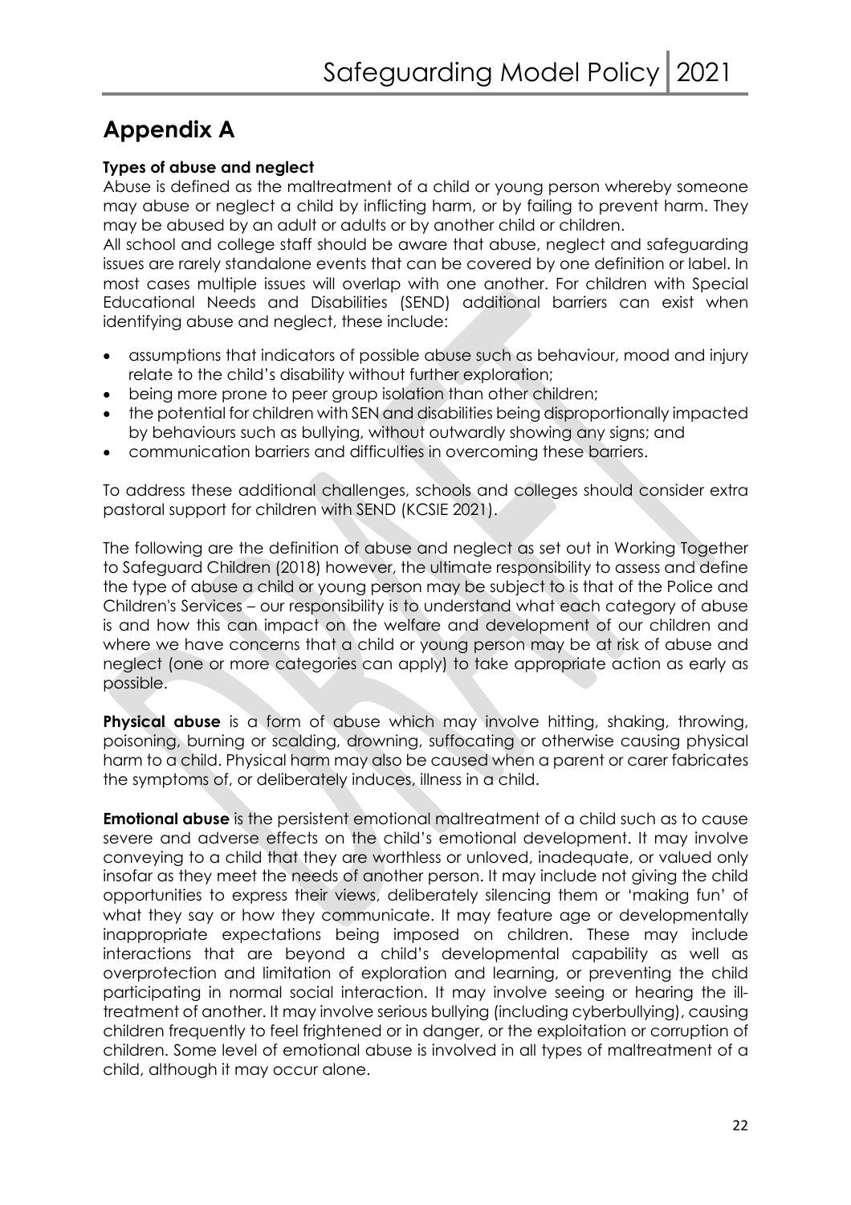# Appendix A

**Types of abuse and neglect**

Abuse is defined as the maltreatment of a child or young person whereby someone may abuse or neglect a child by inflicting harm, or by failing to prevent harm. They may be abused by an adult or adults or by another child or children.

All school and college staff should be aware that abuse, neglect and safeguarding issues are rarely standalone events that can be covered by one definition or label. In most cases multiple issues will overlap with one another. For children with Special Educational Needs and Disabilities (SEND) additional barriers can exist when identifying abuse and neglect, these include:

- assumptions that indicators of possible abuse such as behaviour, mood and injury relate to the child's disability without further exploration;
- being more prone to peer group isolation than other children;
- the potential for children with SEN and disabilities being disproportionally impacted by behaviours such as bullying, without outwardly showing any signs; and
- communication barriers and difficulties in overcoming these barriers.

To address these additional challenges, schools and colleges should consider extra pastoral support for children with SEND (KCSIE 2021).

The following are the definition of abuse and neglect as set out in Working Together to Safeguard Children (2018) however, the ultimate responsibility to assess and define the type of abuse a child or young person may be subject to is that of the Police and Children's Services – our responsibility is to understand what each category of abuse is and how this can impact on the welfare and development of our children and where we have concerns that a child or young person may be at risk of abuse and neglect (one or more categories can apply) to take appropriate action as early as possible.

**Physical abuse** is a form of abuse which may involve hitting, shaking, throwing, poisoning, burning or scalding, drowning, suffocating or otherwise causing physical harm to a child. Physical harm may also be caused when a parent or carer fabricates the symptoms of, or deliberately induces, illness in a child.

**Emotional abuse** is the persistent emotional maltreatment of a child such as to cause severe and adverse effects on the child's emotional development. It may involve conveying to a child that they are worthless or unloved, inadequate, or valued only insofar as they meet the needs of another person. It may include not giving the child opportunities to express their views, deliberately silencing them or 'making fun' of what they say or how they communicate. It may feature age or developmentally inappropriate expectations being imposed on children. These may include interactions that are beyond a child's developmental capability as well as overprotection and limitation of exploration and learning, or preventing the child participating in normal social interaction. It may involve seeing or hearing the ill-treatment of another. It may involve serious bullying (including cyberbullying), causing children frequently to feel frightened or in danger, or the exploitation or corruption of children. Some level of emotional abuse is involved in all types of maltreatment of a child, although it may occur alone.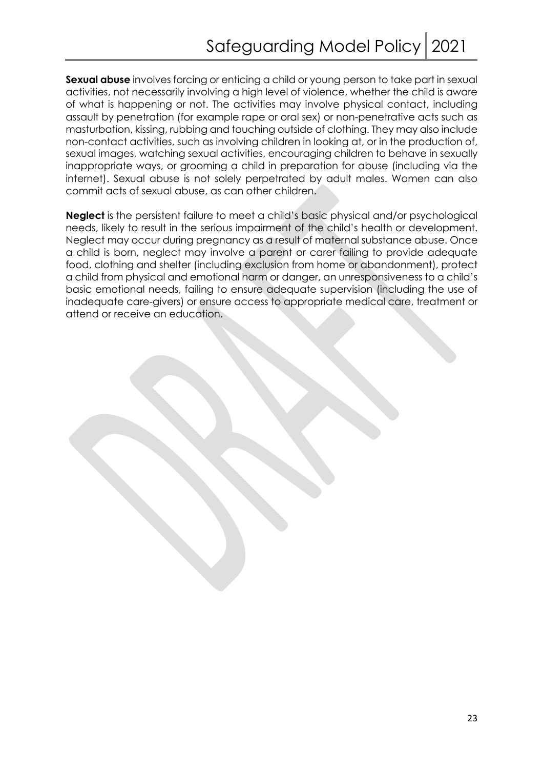**Sexual abuse** involves forcing or enticing a child or young person to take part in sexual activities, not necessarily involving a high level of violence, whether the child is aware of what is happening or not. The activities may involve physical contact, including assault by penetration (for example rape or oral sex) or non-penetrative acts such as masturbation, kissing, rubbing and touching outside of clothing. They may also include non-contact activities, such as involving children in looking at, or in the production of, sexual images, watching sexual activities, encouraging children to behave in sexually inappropriate ways, or grooming a child in preparation for abuse (including via the internet). Sexual abuse is not solely perpetrated by adult males. Women can also commit acts of sexual abuse, as can other children.

**Neglect** is the persistent failure to meet a child's basic physical and/or psychological needs, likely to result in the serious impairment of the child's health or development. Neglect may occur during pregnancy as a result of maternal substance abuse. Once a child is born, neglect may involve a parent or carer failing to provide adequate food, clothing and shelter (including exclusion from home or abandonment), protect a child from physical and emotional harm or danger, an unresponsiveness to a child's basic emotional needs, failing to ensure adequate supervision (including the use of inadequate care-givers) or ensure access to appropriate medical care, treatment or attend or receive an education.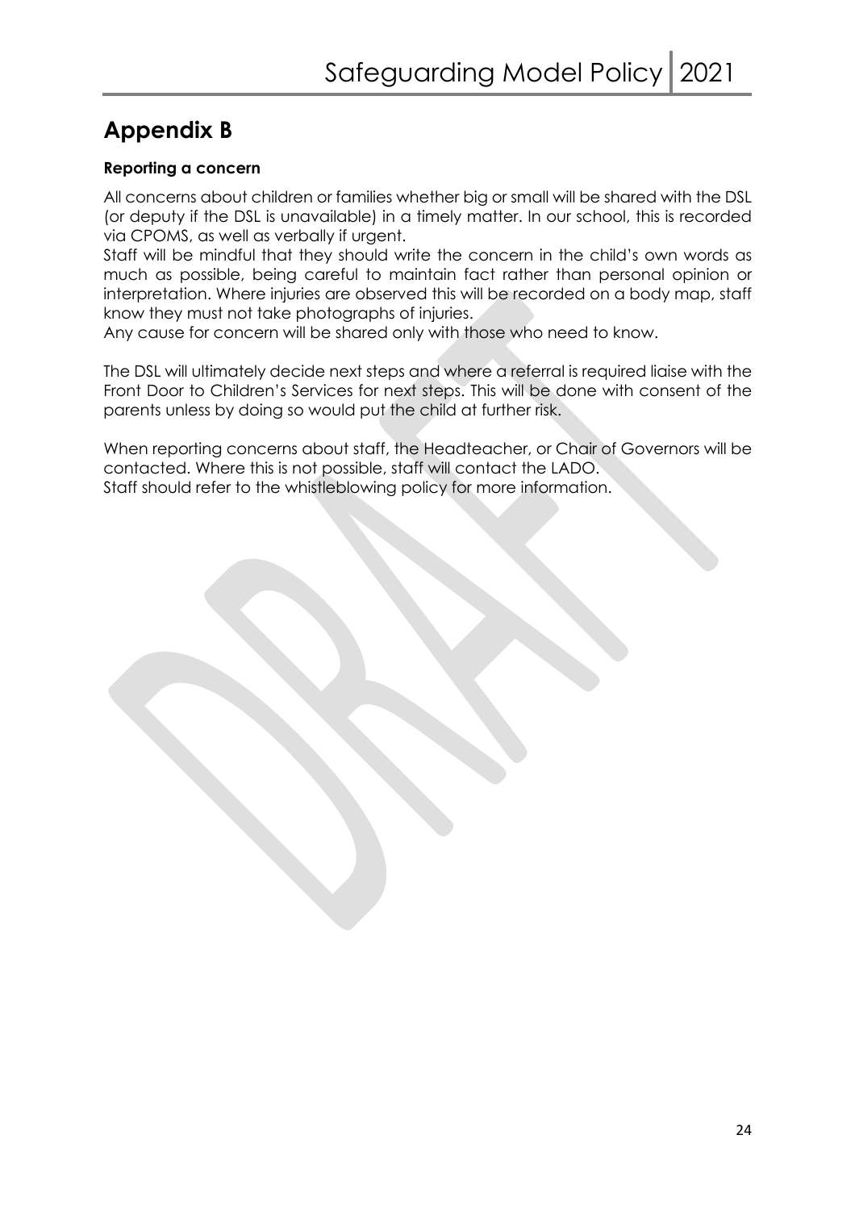## Appendix B

**Reporting a concern**

All concerns about children or families whether big or small will be shared with the DSL (or deputy if the DSL is unavailable) in a timely matter. In our school, this is recorded via CPOMS, as well as verbally if urgent.
Staff will be mindful that they should write the concern in the child's own words as much as possible, being careful to maintain fact rather than personal opinion or interpretation. Where injuries are observed this will be recorded on a body map, staff know they must not take photographs of injuries.
Any cause for concern will be shared only with those who need to know.

The DSL will ultimately decide next steps and where a referral is required liaise with the Front Door to Children's Services for next steps. This will be done with consent of the parents unless by doing so would put the child at further risk.

When reporting concerns about staff, the Headteacher, or Chair of Governors will be contacted. Where this is not possible, staff will contact the LADO.
Staff should refer to the whistleblowing policy for more information.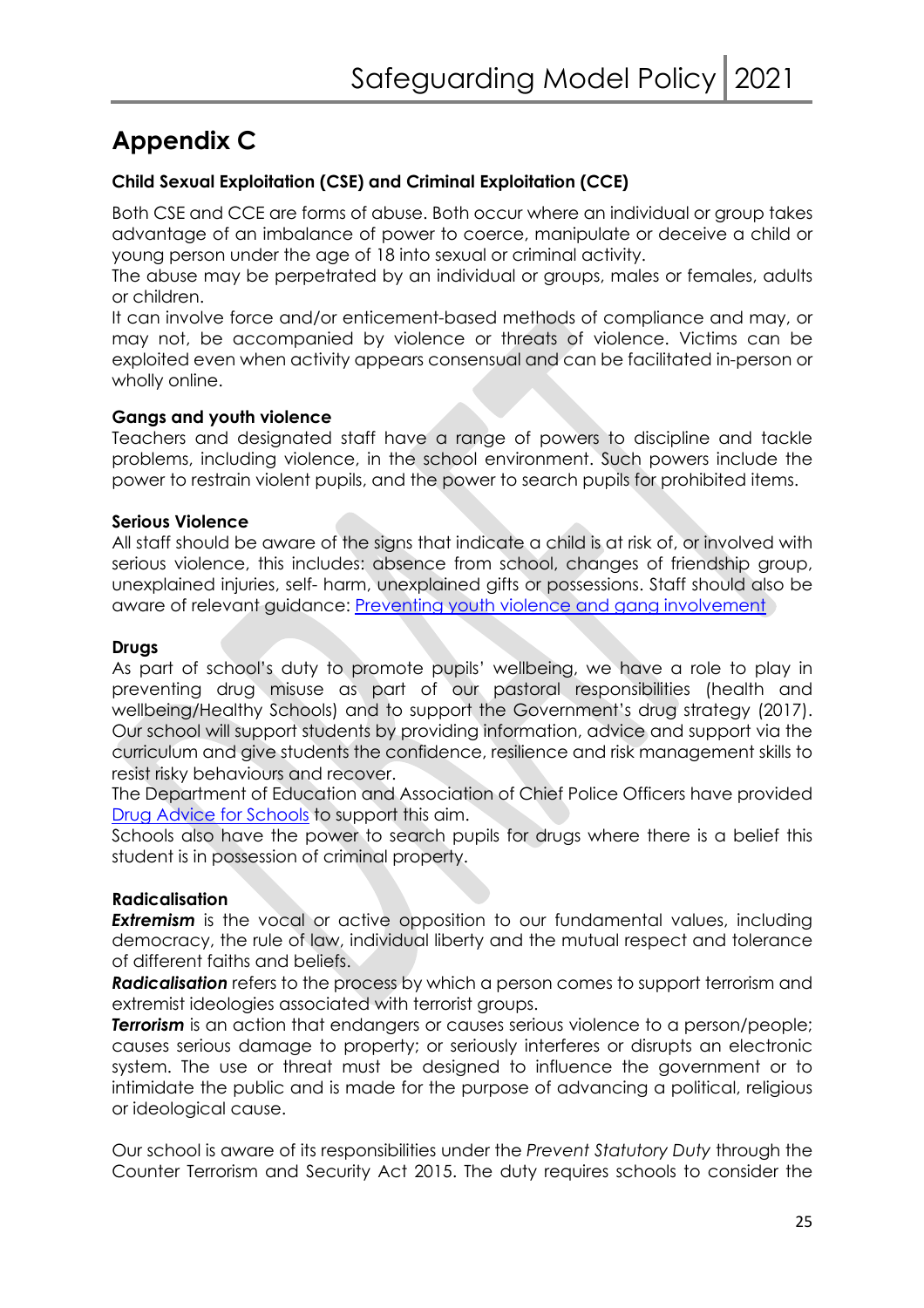# Appendix C

### Child Sexual Exploitation (CSE) and Criminal Exploitation (CCE)

Both CSE and CCE are forms of abuse. Both occur where an individual or group takes advantage of an imbalance of power to coerce, manipulate or deceive a child or young person under the age of 18 into sexual or criminal activity.
The abuse may be perpetrated by an individual or groups, males or females, adults or children.
It can involve force and/or enticement-based methods of compliance and may, or may not, be accompanied by violence or threats of violence. Victims can be exploited even when activity appears consensual and can be facilitated in-person or wholly online.

**Gangs and youth violence**
Teachers and designated staff have a range of powers to discipline and tackle problems, including violence, in the school environment. Such powers include the power to restrain violent pupils, and the power to search pupils for prohibited items.

**Serious Violence**
All staff should be aware of the signs that indicate a child is at risk of, or involved with serious violence, this includes: absence from school, changes of friendship group, unexplained injuries, self- harm, unexplained gifts or possessions. Staff should also be aware of relevant guidance: [Preventing youth violence and gang involvement]

**Drugs**
As part of school's duty to promote pupils' wellbeing, we have a role to play in preventing drug misuse as part of our pastoral responsibilities (health and wellbeing/Healthy Schools) and to support the Government's drug strategy (2017). Our school will support students by providing information, advice and support via the curriculum and give students the confidence, resilience and risk management skills to resist risky behaviours and recover.
The Department of Education and Association of Chief Police Officers have provided [Drug Advice for Schools] to support this aim.
Schools also have the power to search pupils for drugs where there is a belief this student is in possession of criminal property.

**Radicalisation**
***Extremism*** is the vocal or active opposition to our fundamental values, including democracy, the rule of law, individual liberty and the mutual respect and tolerance of different faiths and beliefs.
***Radicalisation*** refers to the process by which a person comes to support terrorism and extremist ideologies associated with terrorist groups.
***Terrorism*** is an action that endangers or causes serious violence to a person/people; causes serious damage to property; or seriously interferes or disrupts an electronic system. The use or threat must be designed to influence the government or to intimidate the public and is made for the purpose of advancing a political, religious or ideological cause.

Our school is aware of its responsibilities under the *Prevent Statutory Duty* through the Counter Terrorism and Security Act 2015. The duty requires schools to consider the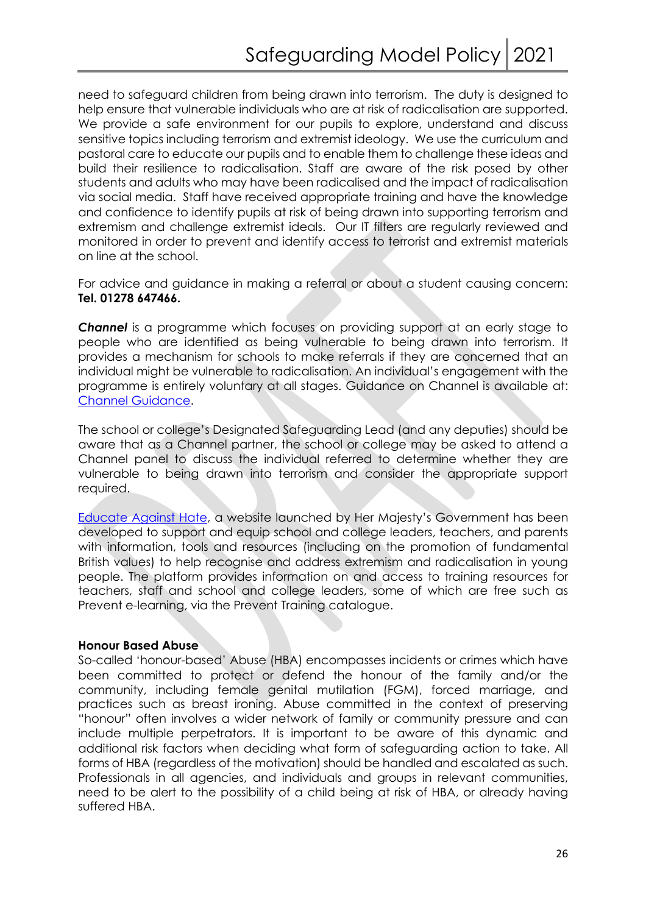need to safeguard children from being drawn into terrorism. The duty is designed to help ensure that vulnerable individuals who are at risk of radicalisation are supported. We provide a safe environment for our pupils to explore, understand and discuss sensitive topics including terrorism and extremist ideology. We use the curriculum and pastoral care to educate our pupils and to enable them to challenge these ideas and build their resilience to radicalisation. Staff are aware of the risk posed by other students and adults who may have been radicalised and the impact of radicalisation via social media. Staff have received appropriate training and have the knowledge and confidence to identify pupils at risk of being drawn into supporting terrorism and extremism and challenge extremist ideals. Our IT filters are regularly reviewed and monitored in order to prevent and identify access to terrorist and extremist materials on line at the school.

For advice and guidance in making a referral or about a student causing concern: **Tel. 01278 647466.**

***Channel*** is a programme which focuses on providing support at an early stage to people who are identified as being vulnerable to being drawn into terrorism. It provides a mechanism for schools to make referrals if they are concerned that an individual might be vulnerable to radicalisation. An individual's engagement with the programme is entirely voluntary at all stages. Guidance on Channel is available at: Channel Guidance.

The school or college's Designated Safeguarding Lead (and any deputies) should be aware that as a Channel partner, the school or college may be asked to attend a Channel panel to discuss the individual referred to determine whether they are vulnerable to being drawn into terrorism and consider the appropriate support required.

Educate Against Hate, a website launched by Her Majesty's Government has been developed to support and equip school and college leaders, teachers, and parents with information, tools and resources (including on the promotion of fundamental British values) to help recognise and address extremism and radicalisation in young people. The platform provides information on and access to training resources for teachers, staff and school and college leaders, some of which are free such as Prevent e-learning, via the Prevent Training catalogue.

**Honour Based Abuse**

So-called 'honour-based' Abuse (HBA) encompasses incidents or crimes which have been committed to protect or defend the honour of the family and/or the community, including female genital mutilation (FGM), forced marriage, and practices such as breast ironing. Abuse committed in the context of preserving "honour" often involves a wider network of family or community pressure and can include multiple perpetrators. It is important to be aware of this dynamic and additional risk factors when deciding what form of safeguarding action to take. All forms of HBA (regardless of the motivation) should be handled and escalated as such. Professionals in all agencies, and individuals and groups in relevant communities, need to be alert to the possibility of a child being at risk of HBA, or already having suffered HBA.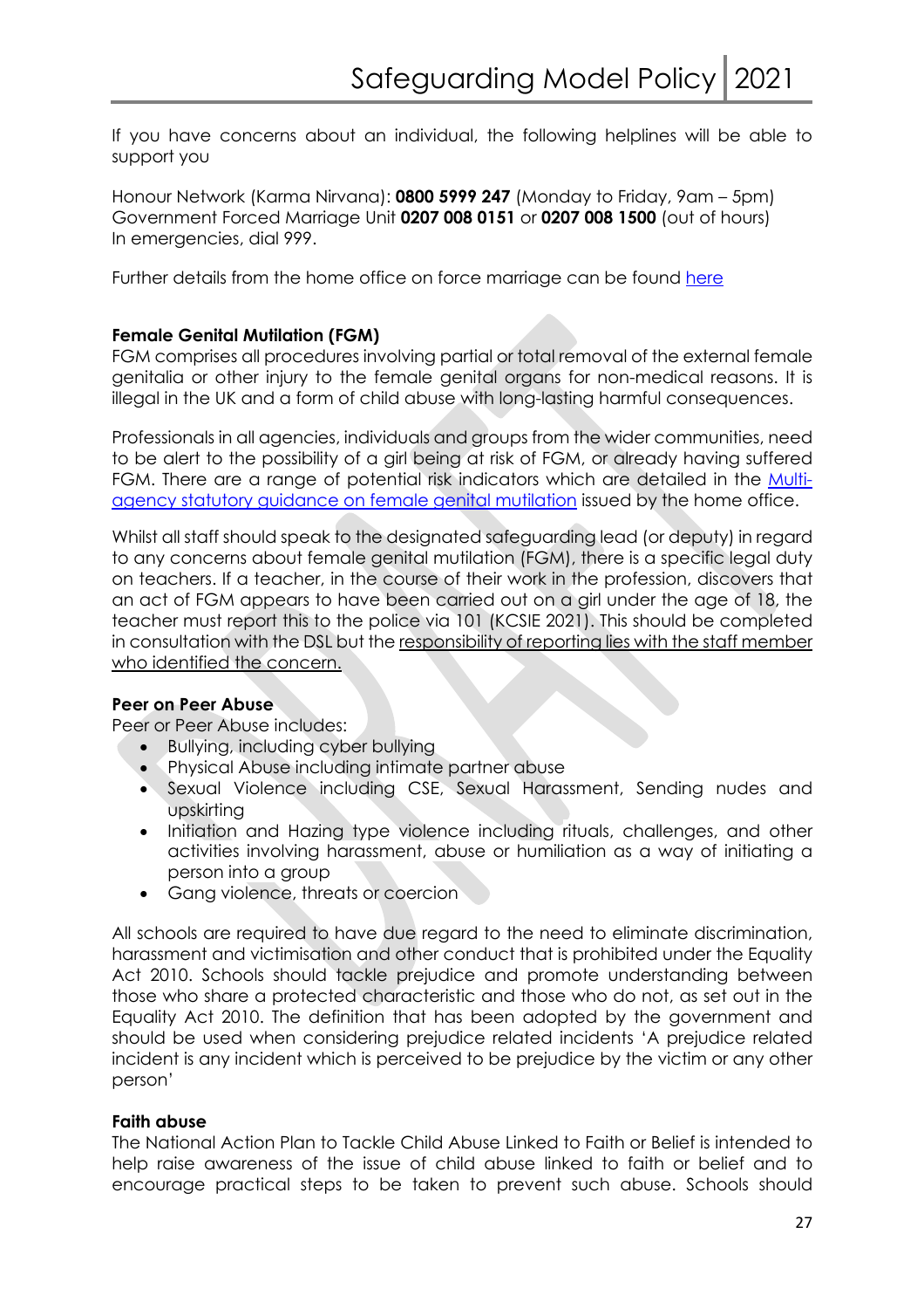If you have concerns about an individual, the following helplines will be able to support you

Honour Network (Karma Nirvana): **0800 5999 247** (Monday to Friday, 9am – 5pm)
Government Forced Marriage Unit **0207 008 0151** or **0207 008 1500** (out of hours)
In emergencies, dial 999.

Further details from the home office on force marriage can be found [here](#)

**Female Genital Mutilation (FGM)**
FGM comprises all procedures involving partial or total removal of the external female genitalia or other injury to the female genital organs for non-medical reasons. It is illegal in the UK and a form of child abuse with long-lasting harmful consequences.

Professionals in all agencies, individuals and groups from the wider communities, need to be alert to the possibility of a girl being at risk of FGM, or already having suffered FGM. There are a range of potential risk indicators which are detailed in the [Multi-agency statutory guidance on female genital mutilation](#) issued by the home office.

Whilst all staff should speak to the designated safeguarding lead (or deputy) in regard to any concerns about female genital mutilation (FGM), there is a specific legal duty on teachers. If a teacher, in the course of their work in the profession, discovers that an act of FGM appears to have been carried out on a girl under the age of 18, the teacher must report this to the police via 101 (KCSIE 2021). This should be completed in consultation with the DSL but the <u>responsibility of reporting lies with the staff member who identified the concern.</u>

**Peer on Peer Abuse**
Peer or Peer Abuse includes:

- Bullying, including cyber bullying
- Physical Abuse including intimate partner abuse
- Sexual Violence including CSE, Sexual Harassment, Sending nudes and upskirting
- Initiation and Hazing type violence including rituals, challenges, and other activities involving harassment, abuse or humiliation as a way of initiating a person into a group
- Gang violence, threats or coercion

All schools are required to have due regard to the need to eliminate discrimination, harassment and victimisation and other conduct that is prohibited under the Equality Act 2010. Schools should tackle prejudice and promote understanding between those who share a protected characteristic and those who do not, as set out in the Equality Act 2010. The definition that has been adopted by the government and should be used when considering prejudice related incidents 'A prejudice related incident is any incident which is perceived to be prejudice by the victim or any other person'

**Faith abuse**
The National Action Plan to Tackle Child Abuse Linked to Faith or Belief is intended to help raise awareness of the issue of child abuse linked to faith or belief and to encourage practical steps to be taken to prevent such abuse. Schools should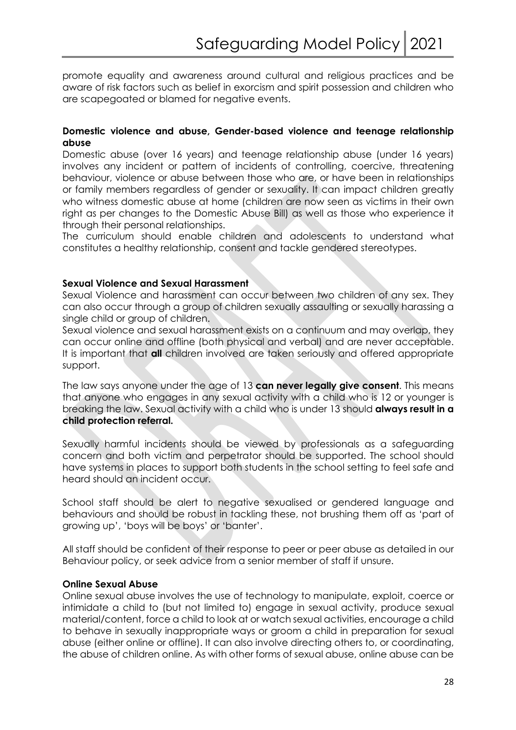promote equality and awareness around cultural and religious practices and be aware of risk factors such as belief in exorcism and spirit possession and children who are scapegoated or blamed for negative events.

**Domestic violence and abuse, Gender-based violence and teenage relationship abuse**

Domestic abuse (over 16 years) and teenage relationship abuse (under 16 years) involves any incident or pattern of incidents of controlling, coercive, threatening behaviour, violence or abuse between those who are, or have been in relationships or family members regardless of gender or sexuality. It can impact children greatly who witness domestic abuse at home (children are now seen as victims in their own right as per changes to the Domestic Abuse Bill) as well as those who experience it through their personal relationships.

The curriculum should enable children and adolescents to understand what constitutes a healthy relationship, consent and tackle gendered stereotypes.

**Sexual Violence and Sexual Harassment**

Sexual Violence and harassment can occur between two children of any sex. They can also occur through a group of children sexually assaulting or sexually harassing a single child or group of children.

Sexual violence and sexual harassment exists on a continuum and may overlap, they can occur online and offline (both physical and verbal) and are never acceptable. It is important that **all** children involved are taken seriously and offered appropriate support.

The law says anyone under the age of 13 **can never legally give consent**. This means that anyone who engages in any sexual activity with a child who is 12 or younger is breaking the law. Sexual activity with a child who is under 13 should **always result in a child protection referral.**

Sexually harmful incidents should be viewed by professionals as a safeguarding concern and both victim and perpetrator should be supported. The school should have systems in places to support both students in the school setting to feel safe and heard should an incident occur.

School staff should be alert to negative sexualised or gendered language and behaviours and should be robust in tackling these, not brushing them off as 'part of growing up', 'boys will be boys' or 'banter'.

All staff should be confident of their response to peer or peer abuse as detailed in our Behaviour policy, or seek advice from a senior member of staff if unsure.

**Online Sexual Abuse**

Online sexual abuse involves the use of technology to manipulate, exploit, coerce or intimidate a child to (but not limited to) engage in sexual activity, produce sexual material/content, force a child to look at or watch sexual activities, encourage a child to behave in sexually inappropriate ways or groom a child in preparation for sexual abuse (either online or offline). It can also involve directing others to, or coordinating, the abuse of children online. As with other forms of sexual abuse, online abuse can be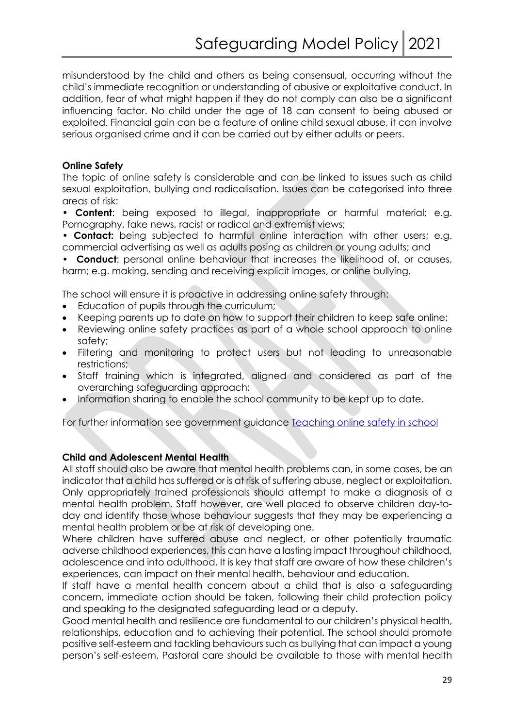misunderstood by the child and others as being consensual, occurring without the child's immediate recognition or understanding of abusive or exploitative conduct. In addition, fear of what might happen if they do not comply can also be a significant influencing factor. No child under the age of 18 can consent to being abused or exploited. Financial gain can be a feature of online child sexual abuse, it can involve serious organised crime and it can be carried out by either adults or peers.

**Online Safety**

The topic of online safety is considerable and can be linked to issues such as child sexual exploitation, bullying and radicalisation. Issues can be categorised into three areas of risk:

- **Content**: being exposed to illegal, inappropriate or harmful material; e.g. Pornography, fake news, racist or radical and extremist views;
- **Contact:** being subjected to harmful online interaction with other users; e.g. commercial advertising as well as adults posing as children or young adults; and
- **Conduct**: personal online behaviour that increases the likelihood of, or causes, harm; e.g. making, sending and receiving explicit images, or online bullying.

The school will ensure it is proactive in addressing online safety through:

- Education of pupils through the curriculum;
- Keeping parents up to date on how to support their children to keep safe online;
- Reviewing online safety practices as part of a whole school approach to online safety;
- Filtering and monitoring to protect users but not leading to unreasonable restrictions;
- Staff training which is integrated, aligned and considered as part of the overarching safeguarding approach;
- Information sharing to enable the school community to be kept up to date.

For further information see government guidance [Teaching online safety in school]

**Child and Adolescent Mental Health**

All staff should also be aware that mental health problems can, in some cases, be an indicator that a child has suffered or is at risk of suffering abuse, neglect or exploitation. Only appropriately trained professionals should attempt to make a diagnosis of a mental health problem. Staff however, are well placed to observe children day-to-day and identify those whose behaviour suggests that they may be experiencing a mental health problem or be at risk of developing one.

Where children have suffered abuse and neglect, or other potentially traumatic adverse childhood experiences, this can have a lasting impact throughout childhood, adolescence and into adulthood. It is key that staff are aware of how these children's experiences, can impact on their mental health, behaviour and education.

If staff have a mental health concern about a child that is also a safeguarding concern, immediate action should be taken, following their child protection policy and speaking to the designated safeguarding lead or a deputy.

Good mental health and resilience are fundamental to our children's physical health, relationships, education and to achieving their potential. The school should promote positive self-esteem and tackling behaviours such as bullying that can impact a young person's self-esteem. Pastoral care should be available to those with mental health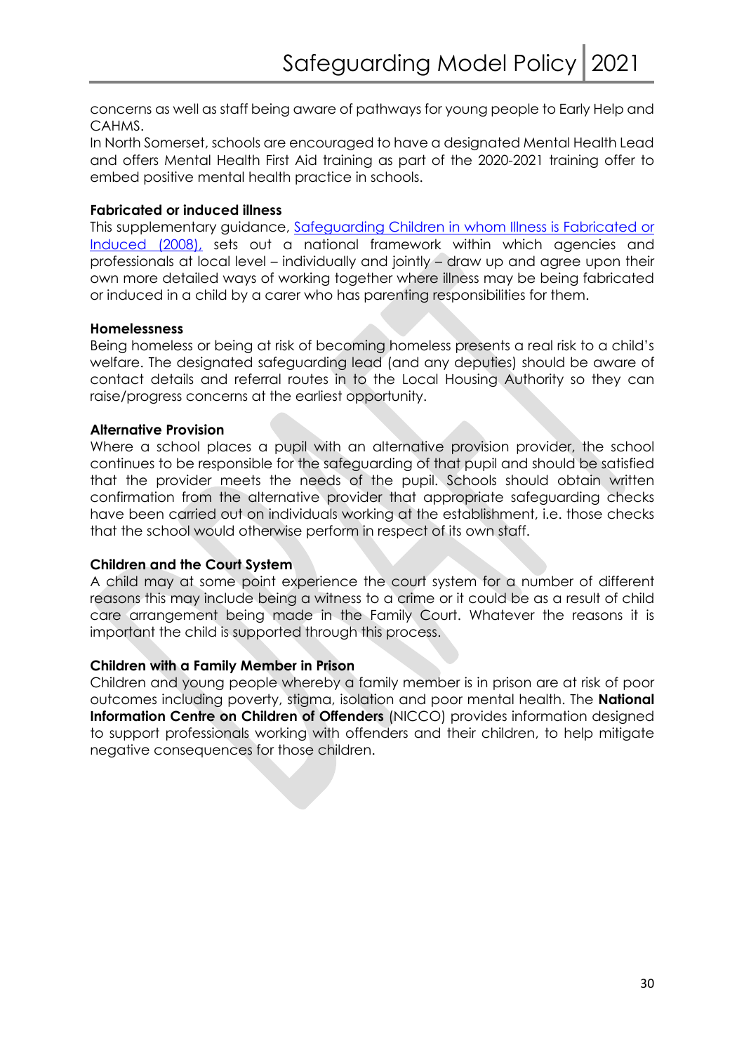concerns as well as staff being aware of pathways for young people to Early Help and CAHMS.

In North Somerset, schools are encouraged to have a designated Mental Health Lead and offers Mental Health First Aid training as part of the 2020-2021 training offer to embed positive mental health practice in schools.

**Fabricated or induced illness**

This supplementary guidance, [Safeguarding Children in whom Illness is Fabricated or Induced (2008),]() sets out a national framework within which agencies and professionals at local level – individually and jointly – draw up and agree upon their own more detailed ways of working together where illness may be being fabricated or induced in a child by a carer who has parenting responsibilities for them.

**Homelessness**

Being homeless or being at risk of becoming homeless presents a real risk to a child's welfare. The designated safeguarding lead (and any deputies) should be aware of contact details and referral routes in to the Local Housing Authority so they can raise/progress concerns at the earliest opportunity.

**Alternative Provision**

Where a school places a pupil with an alternative provision provider, the school continues to be responsible for the safeguarding of that pupil and should be satisfied that the provider meets the needs of the pupil. Schools should obtain written confirmation from the alternative provider that appropriate safeguarding checks have been carried out on individuals working at the establishment, i.e. those checks that the school would otherwise perform in respect of its own staff.

**Children and the Court System**

A child may at some point experience the court system for a number of different reasons this may include being a witness to a crime or it could be as a result of child care arrangement being made in the Family Court. Whatever the reasons it is important the child is supported through this process.

**Children with a Family Member in Prison**

Children and young people whereby a family member is in prison are at risk of poor outcomes including poverty, stigma, isolation and poor mental health. The **National Information Centre on Children of Offenders** (NICCO) provides information designed to support professionals working with offenders and their children, to help mitigate negative consequences for those children.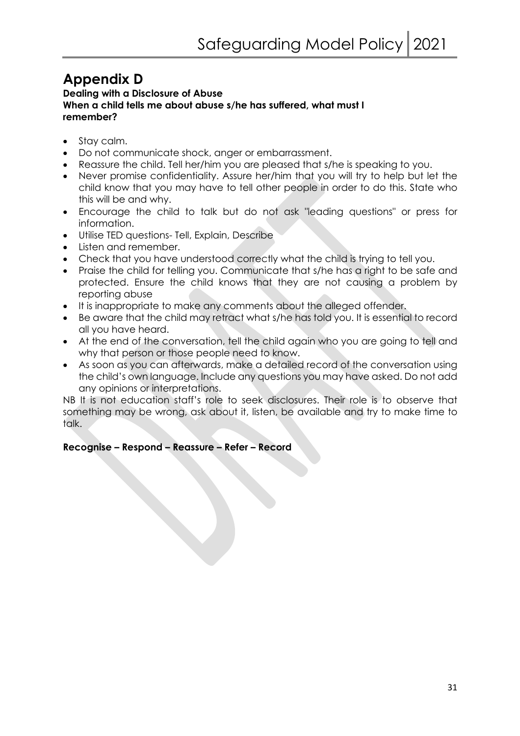# Appendix D

**Dealing with a Disclosure of Abuse**
**When a child tells me about abuse s/he has suffered, what must I remember?**

- Stay calm.
- Do not communicate shock, anger or embarrassment.
- Reassure the child. Tell her/him you are pleased that s/he is speaking to you.
- Never promise confidentiality. Assure her/him that you will try to help but let the child know that you may have to tell other people in order to do this. State who this will be and why.
- Encourage the child to talk but do not ask "leading questions" or press for information.
- Utilise TED questions- Tell, Explain, Describe
- Listen and remember.
- Check that you have understood correctly what the child is trying to tell you.
- Praise the child for telling you. Communicate that s/he has a right to be safe and protected. Ensure the child knows that they are not causing a problem by reporting abuse
- It is inappropriate to make any comments about the alleged offender.
- Be aware that the child may retract what s/he has told you. It is essential to record all you have heard.
- At the end of the conversation, tell the child again who you are going to tell and why that person or those people need to know.
- As soon as you can afterwards, make a detailed record of the conversation using the child's own language. Include any questions you may have asked. Do not add any opinions or interpretations.

NB It is not education staff's role to seek disclosures. Their role is to observe that something may be wrong, ask about it, listen, be available and try to make time to talk.

**Recognise – Respond – Reassure – Refer – Record**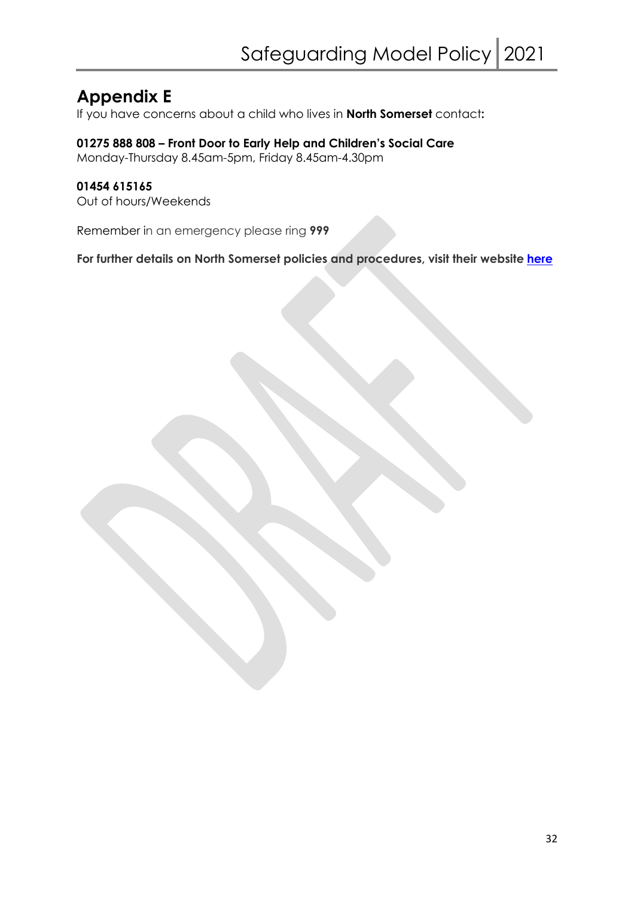# Appendix E

If you have concerns about a child who lives in **North Somerset** contact**:**

**01275 888 808 – Front Door to Early Help and Children's Social Care**
Monday-Thursday 8.45am-5pm, Friday 8.45am-4.30pm

**01454 615165**
Out of hours/Weekends

Remember in an emergency please ring **999**

**For further details on North Somerset policies and procedures, visit their website [here]()**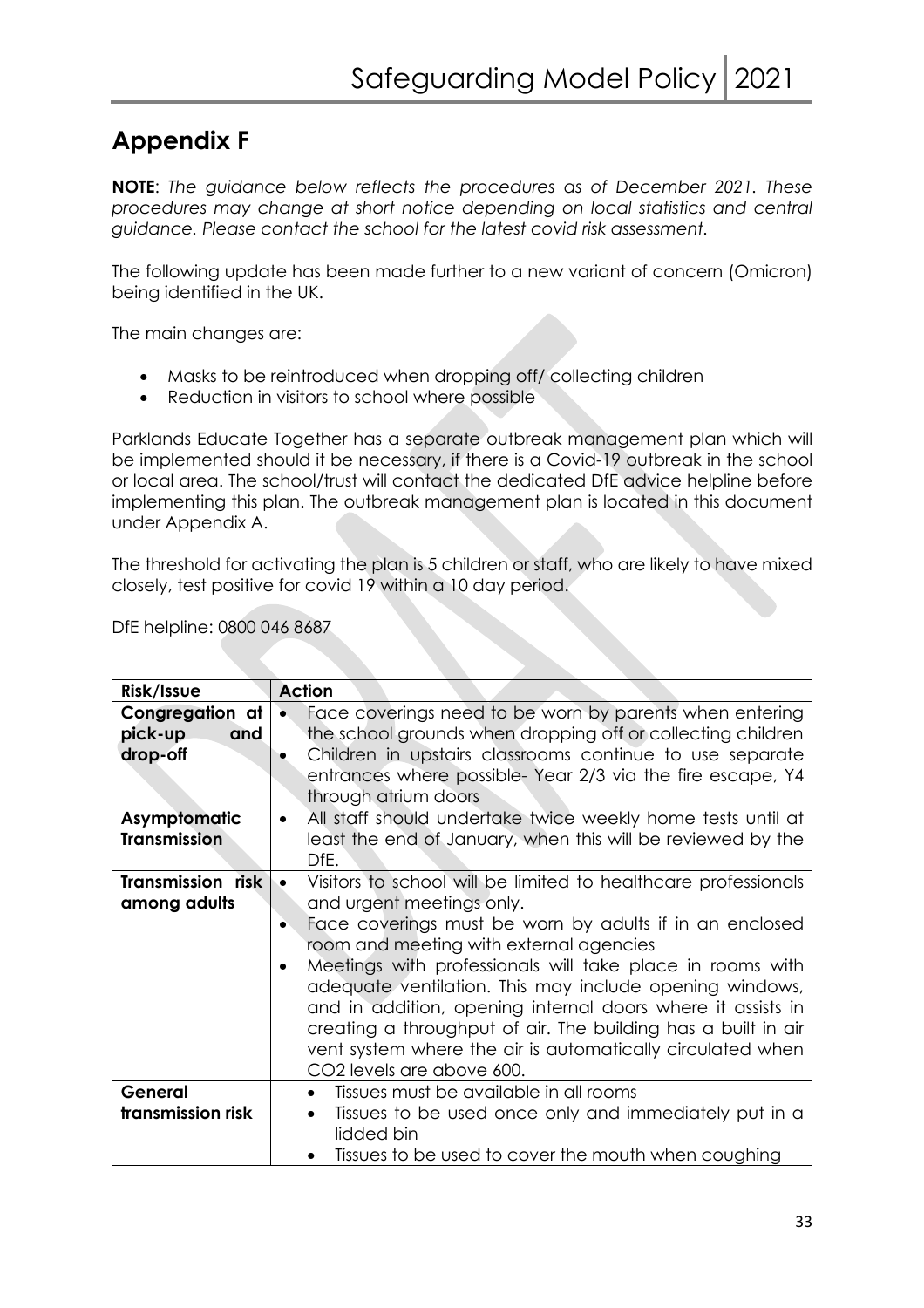## Appendix F

**NOTE**: *The guidance below reflects the procedures as of December 2021. These procedures may change at short notice depending on local statistics and central guidance. Please contact the school for the latest covid risk assessment.*

The following update has been made further to a new variant of concern (Omicron) being identified in the UK.

The main changes are:

- Masks to be reintroduced when dropping off/ collecting children
- Reduction in visitors to school where possible

Parklands Educate Together has a separate outbreak management plan which will be implemented should it be necessary, if there is a Covid-19 outbreak in the school or local area. The school/trust will contact the dedicated DfE advice helpline before implementing this plan. The outbreak management plan is located in this document under Appendix A.

The threshold for activating the plan is 5 children or staff, who are likely to have mixed closely, test positive for covid 19 within a 10 day period.

DfE helpline: 0800 046 8687

| Risk/Issue | Action |
| --- | --- |
| **Congregation at pick-up and drop-off** | • Face coverings need to be worn by parents when entering the school grounds when dropping off or collecting children<br>• Children in upstairs classrooms continue to use separate entrances where possible- Year 2/3 via the fire escape, Y4 through atrium doors |
| **Asymptomatic Transmission** | • All staff should undertake twice weekly home tests until at least the end of January, when this will be reviewed by the DfE. |
| **Transmission risk among adults** | • Visitors to school will be limited to healthcare professionals and urgent meetings only.<br>• Face coverings must be worn by adults if in an enclosed room and meeting with external agencies<br>• Meetings with professionals will take place in rooms with adequate ventilation. This may include opening windows, and in addition, opening internal doors where it assists in creating a throughput of air. The building has a built in air vent system where the air is automatically circulated when $CO_2$ levels are above 600. |
| **General transmission risk** | • Tissues must be available in all rooms<br>• Tissues to be used once only and immediately put in a lidded bin<br>• Tissues to be used to cover the mouth when coughing |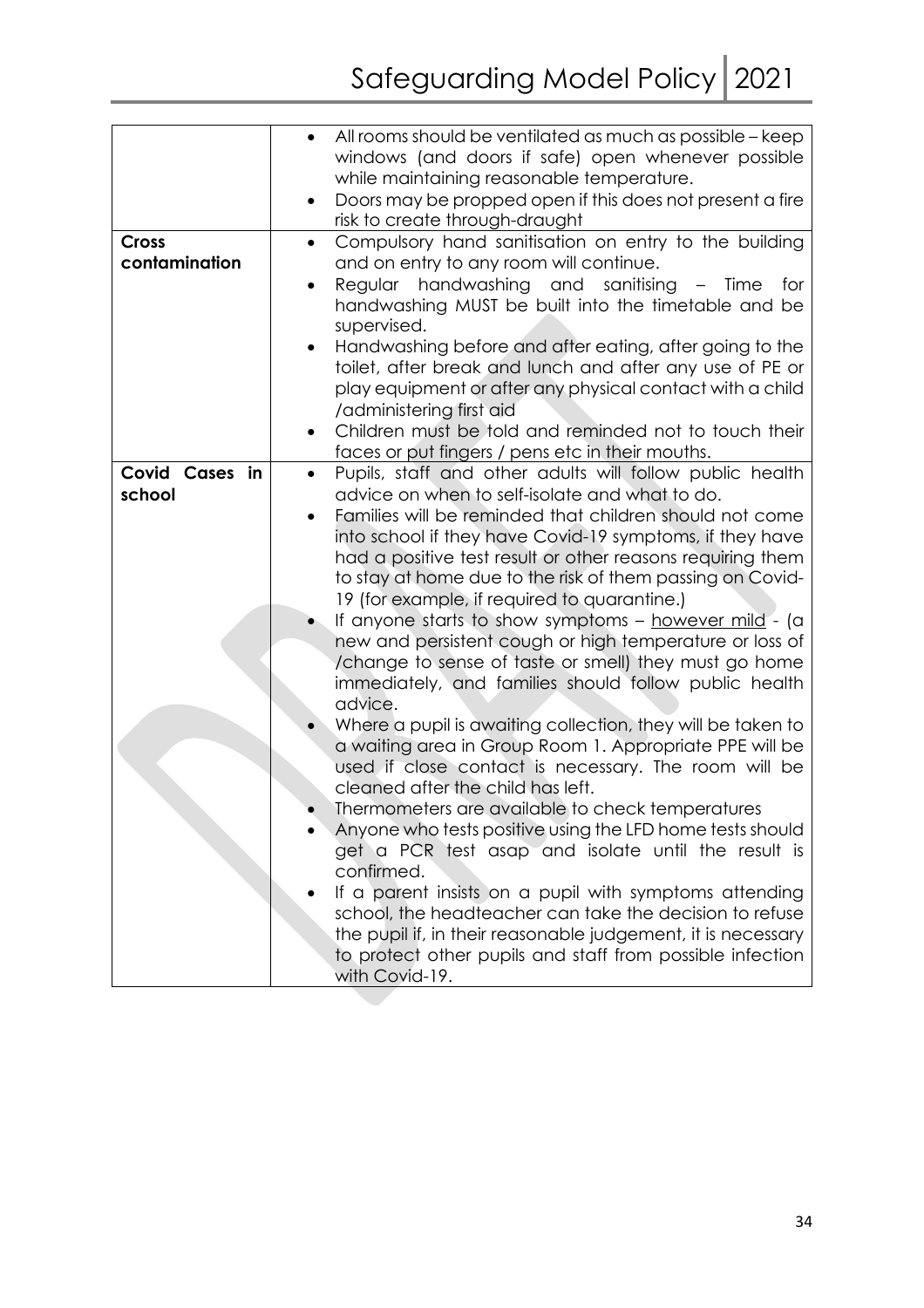| | |
|---|---|
| | • All rooms should be ventilated as much as possible – keep windows (and doors if safe) open whenever possible while maintaining reasonable temperature.<br>• Doors may be propped open if this does not present a fire risk to create through-draught |
| **Cross contamination** | • Compulsory hand sanitisation on entry to the building and on entry to any room will continue.<br>• Regular handwashing and sanitising – Time for handwashing MUST be built into the timetable and be supervised.<br>• Handwashing before and after eating, after going to the toilet, after break and lunch and after any use of PE or play equipment or after any physical contact with a child /administering first aid<br>• Children must be told and reminded not to touch their faces or put fingers / pens etc in their mouths. |
| **Covid Cases in school** | • Pupils, staff and other adults will follow public health advice on when to self-isolate and what to do.<br>• Families will be reminded that children should not come into school if they have Covid-19 symptoms, if they have had a positive test result or other reasons requiring them to stay at home due to the risk of them passing on Covid-19 (for example, if required to quarantine.)<br>• If anyone starts to show symptoms – <u>however mild</u> - (a new and persistent cough or high temperature or loss of /change to sense of taste or smell) they must go home immediately, and families should follow public health advice.<br>• Where a pupil is awaiting collection, they will be taken to a waiting area in Group Room 1. Appropriate PPE will be used if close contact is necessary. The room will be cleaned after the child has left.<br>• Thermometers are available to check temperatures<br>• Anyone who tests positive using the LFD home tests should get a PCR test asap and isolate until the result is confirmed.<br>• If a parent insists on a pupil with symptoms attending school, the headteacher can take the decision to refuse the pupil if, in their reasonable judgement, it is necessary to protect other pupils and staff from possible infection with Covid-19. |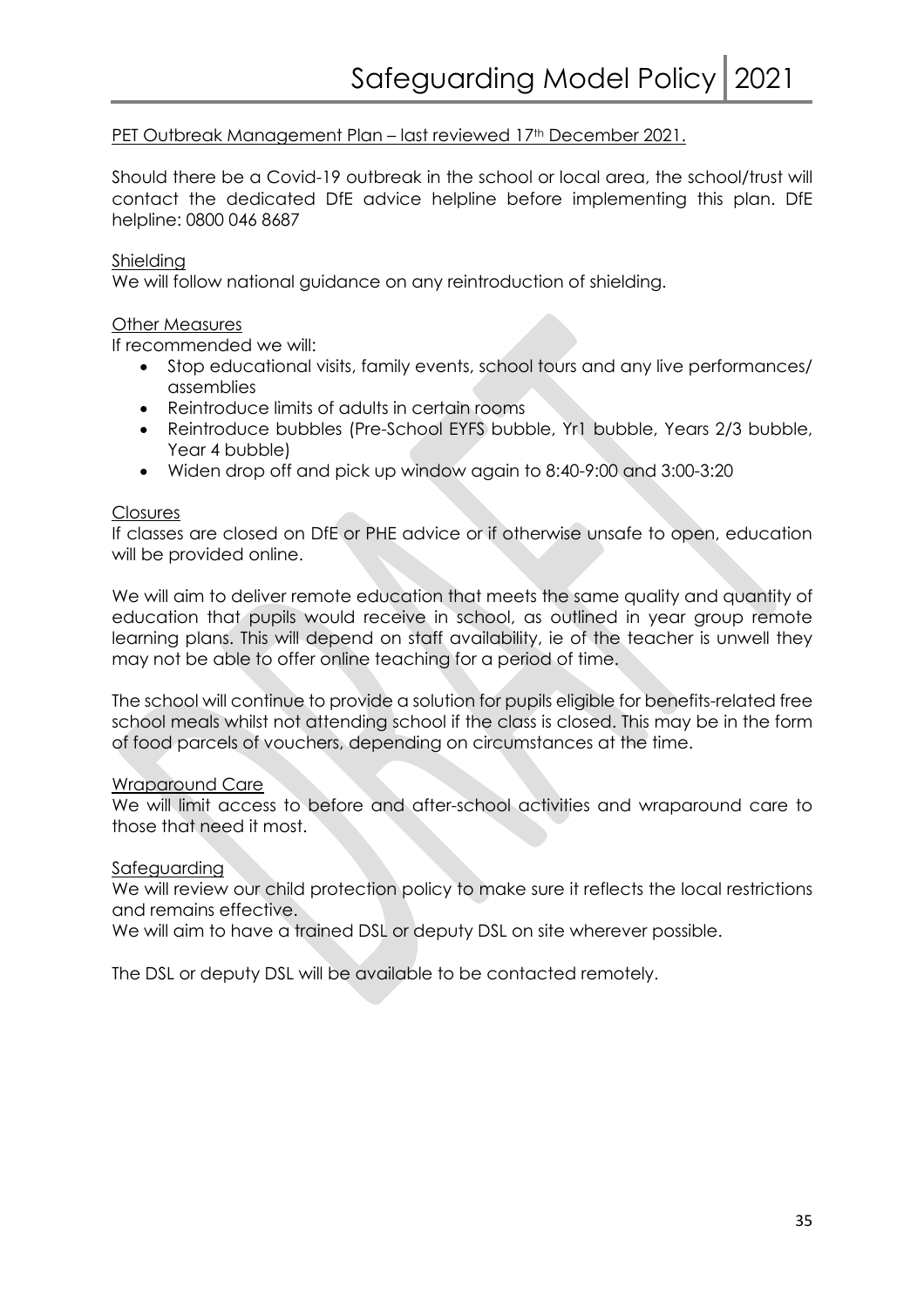PET Outbreak Management Plan – last reviewed 17th December 2021.

Should there be a Covid-19 outbreak in the school or local area, the school/trust will contact the dedicated DfE advice helpline before implementing this plan. DfE helpline: 0800 046 8687

Shielding

We will follow national guidance on any reintroduction of shielding.

Other Measures

If recommended we will:

- Stop educational visits, family events, school tours and any live performances/ assemblies
- Reintroduce limits of adults in certain rooms
- Reintroduce bubbles (Pre-School EYFS bubble, Yr1 bubble, Years 2/3 bubble, Year 4 bubble)
- Widen drop off and pick up window again to 8:40-9:00 and 3:00-3:20

Closures

If classes are closed on DfE or PHE advice or if otherwise unsafe to open, education will be provided online.

We will aim to deliver remote education that meets the same quality and quantity of education that pupils would receive in school, as outlined in year group remote learning plans. This will depend on staff availability, ie of the teacher is unwell they may not be able to offer online teaching for a period of time.

The school will continue to provide a solution for pupils eligible for benefits-related free school meals whilst not attending school if the class is closed. This may be in the form of food parcels of vouchers, depending on circumstances at the time.

Wraparound Care

We will limit access to before and after-school activities and wraparound care to those that need it most.

Safeguarding

We will review our child protection policy to make sure it reflects the local restrictions and remains effective.

We will aim to have a trained DSL or deputy DSL on site wherever possible.

The DSL or deputy DSL will be available to be contacted remotely.